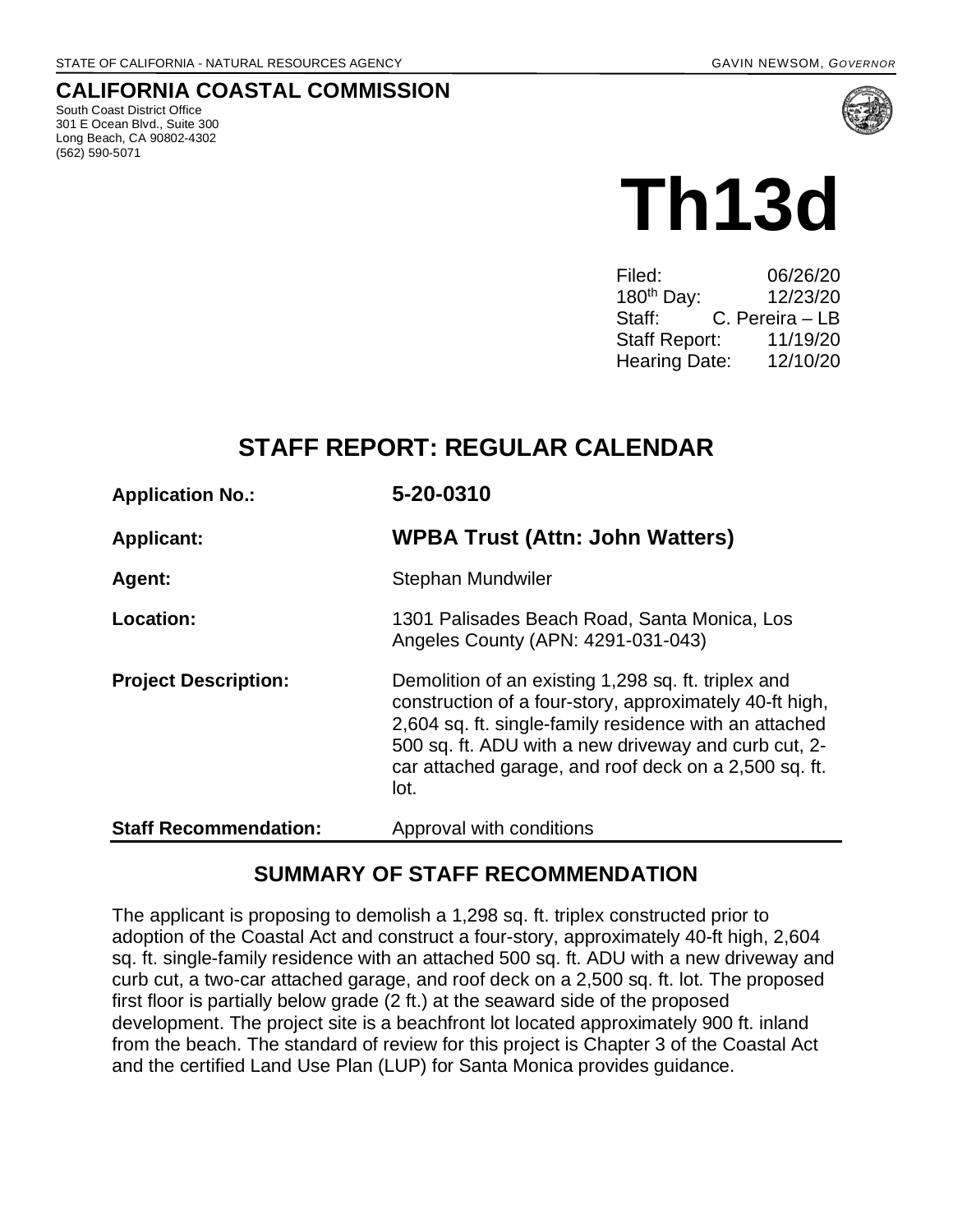STATE OF CALIFORNIA - NATURAL RESOURCES AGENCY GAVIN NEWSOM, *GOVERNOR*

## CALIFORNIA COASTAL COMMISSION

South Coast District Office
301 E Ocean Blvd., Suite 300
Long Beach, CA 90802-4302
(562) 590-5071

# Th13d

| | |
|---|---|
| Filed: | 06/26/20 |
| 180th Day: | 12/23/20 |
| Staff: | C. Pereira – LB |
| Staff Report: | 11/19/20 |
| Hearing Date: | 12/10/20 |

## STAFF REPORT: REGULAR CALENDAR

| | |
|---|---|
| **Application No.:** | **5-20-0310** |
| **Applicant:** | **WPBA Trust (Attn: John Watters)** |
| **Agent:** | Stephan Mundwiler |
| **Location:** | 1301 Palisades Beach Road, Santa Monica, Los Angeles County (APN: 4291-031-043) |
| **Project Description:** | Demolition of an existing 1,298 sq. ft. triplex and construction of a four-story, approximately 40-ft high, 2,604 sq. ft. single-family residence with an attached 500 sq. ft. ADU with a new driveway and curb cut, 2-car attached garage, and roof deck on a 2,500 sq. ft. lot. |
| **Staff Recommendation:** | Approval with conditions |

## SUMMARY OF STAFF RECOMMENDATION

The applicant is proposing to demolish a 1,298 sq. ft. triplex constructed prior to adoption of the Coastal Act and construct a four-story, approximately 40-ft high, 2,604 sq. ft. single-family residence with an attached 500 sq. ft. ADU with a new driveway and curb cut, a two-car attached garage, and roof deck on a 2,500 sq. ft. lot. The proposed first floor is partially below grade (2 ft.) at the seaward side of the proposed development. The project site is a beachfront lot located approximately 900 ft. inland from the beach. The standard of review for this project is Chapter 3 of the Coastal Act and the certified Land Use Plan (LUP) for Santa Monica provides guidance.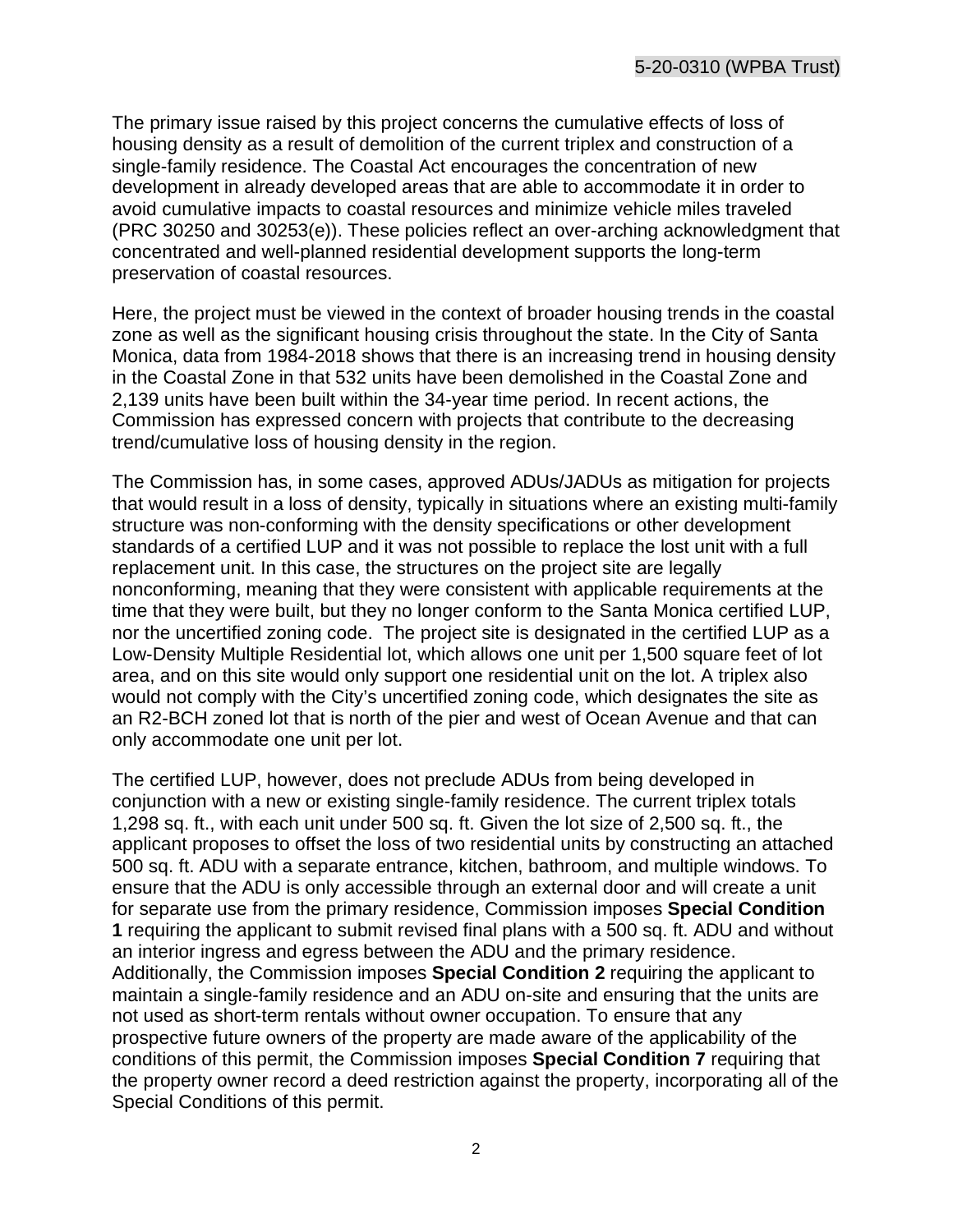The primary issue raised by this project concerns the cumulative effects of loss of housing density as a result of demolition of the current triplex and construction of a single-family residence. The Coastal Act encourages the concentration of new development in already developed areas that are able to accommodate it in order to avoid cumulative impacts to coastal resources and minimize vehicle miles traveled (PRC 30250 and 30253(e)). These policies reflect an over-arching acknowledgment that concentrated and well-planned residential development supports the long-term preservation of coastal resources.

Here, the project must be viewed in the context of broader housing trends in the coastal zone as well as the significant housing crisis throughout the state. In the City of Santa Monica, data from 1984-2018 shows that there is an increasing trend in housing density in the Coastal Zone in that 532 units have been demolished in the Coastal Zone and 2,139 units have been built within the 34-year time period. In recent actions, the Commission has expressed concern with projects that contribute to the decreasing trend/cumulative loss of housing density in the region.

The Commission has, in some cases, approved ADUs/JADUs as mitigation for projects that would result in a loss of density, typically in situations where an existing multi-family structure was non-conforming with the density specifications or other development standards of a certified LUP and it was not possible to replace the lost unit with a full replacement unit. In this case, the structures on the project site are legally nonconforming, meaning that they were consistent with applicable requirements at the time that they were built, but they no longer conform to the Santa Monica certified LUP, nor the uncertified zoning code. The project site is designated in the certified LUP as a Low-Density Multiple Residential lot, which allows one unit per 1,500 square feet of lot area, and on this site would only support one residential unit on the lot. A triplex also would not comply with the City's uncertified zoning code, which designates the site as an R2-BCH zoned lot that is north of the pier and west of Ocean Avenue and that can only accommodate one unit per lot.

The certified LUP, however, does not preclude ADUs from being developed in conjunction with a new or existing single-family residence. The current triplex totals 1,298 sq. ft., with each unit under 500 sq. ft. Given the lot size of 2,500 sq. ft., the applicant proposes to offset the loss of two residential units by constructing an attached 500 sq. ft. ADU with a separate entrance, kitchen, bathroom, and multiple windows. To ensure that the ADU is only accessible through an external door and will create a unit for separate use from the primary residence, Commission imposes **Special Condition 1** requiring the applicant to submit revised final plans with a 500 sq. ft. ADU and without an interior ingress and egress between the ADU and the primary residence. Additionally, the Commission imposes **Special Condition 2** requiring the applicant to maintain a single-family residence and an ADU on-site and ensuring that the units are not used as short-term rentals without owner occupation. To ensure that any prospective future owners of the property are made aware of the applicability of the conditions of this permit, the Commission imposes **Special Condition 7** requiring that the property owner record a deed restriction against the property, incorporating all of the Special Conditions of this permit.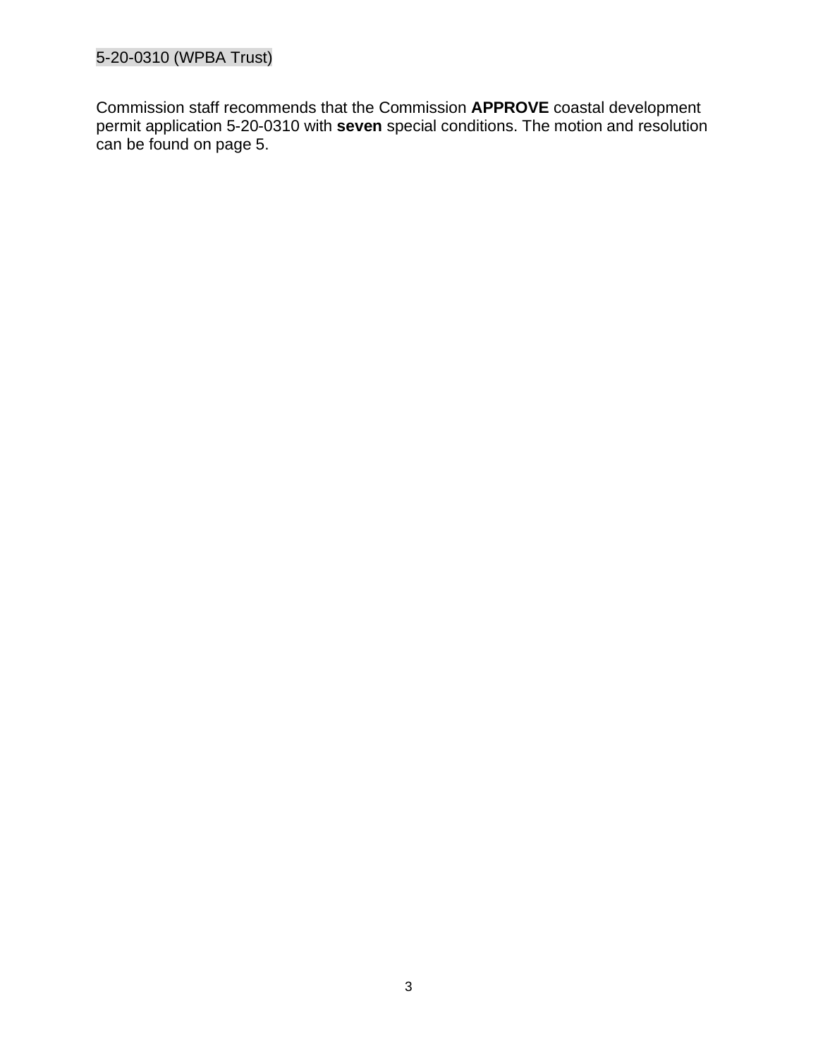Commission staff recommends that the Commission **APPROVE** coastal development permit application 5-20-0310 with **seven** special conditions. The motion and resolution can be found on page 5.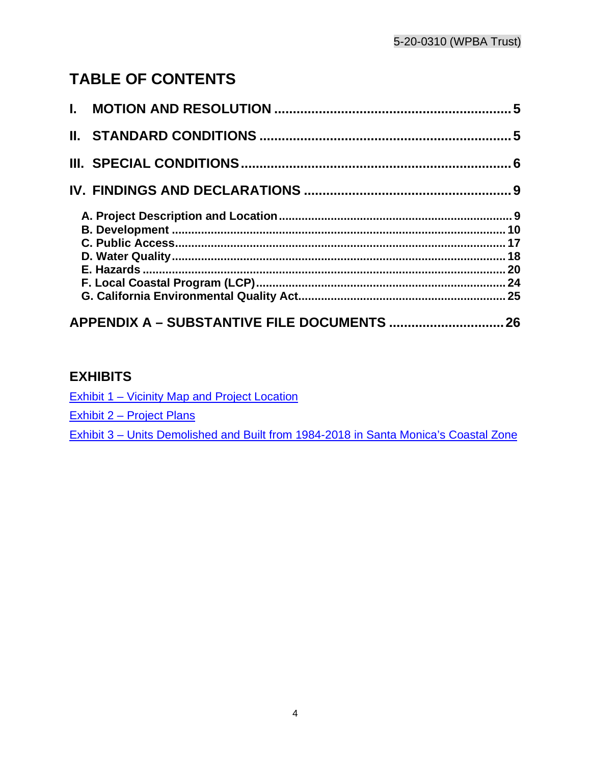# TABLE OF CONTENTS

**I. MOTION AND RESOLUTION** ............................................................... 5

**II. STANDARD CONDITIONS** ................................................................. 5

**III. SPECIAL CONDITIONS** ..................................................................... 6

**IV. FINDINGS AND DECLARATIONS** ...................................................... 9

- **A. Project Description and Location** ...................................................... 9
- **B. Development** ..................................................................................... 10
- **C. Public Access** .................................................................................... 17
- **D. Water Quality** .................................................................................... 18
- **E. Hazards** .............................................................................................. 20
- **F. Local Coastal Program (LCP)** ............................................................ 24
- **G. California Environmental Quality Act** ................................................ 25

**APPENDIX A – SUBSTANTIVE FILE DOCUMENTS** ............................... 26

## EXHIBITS

Exhibit 1 – Vicinity Map and Project Location

Exhibit 2 – Project Plans

Exhibit 3 – Units Demolished and Built from 1984-2018 in Santa Monica's Coastal Zone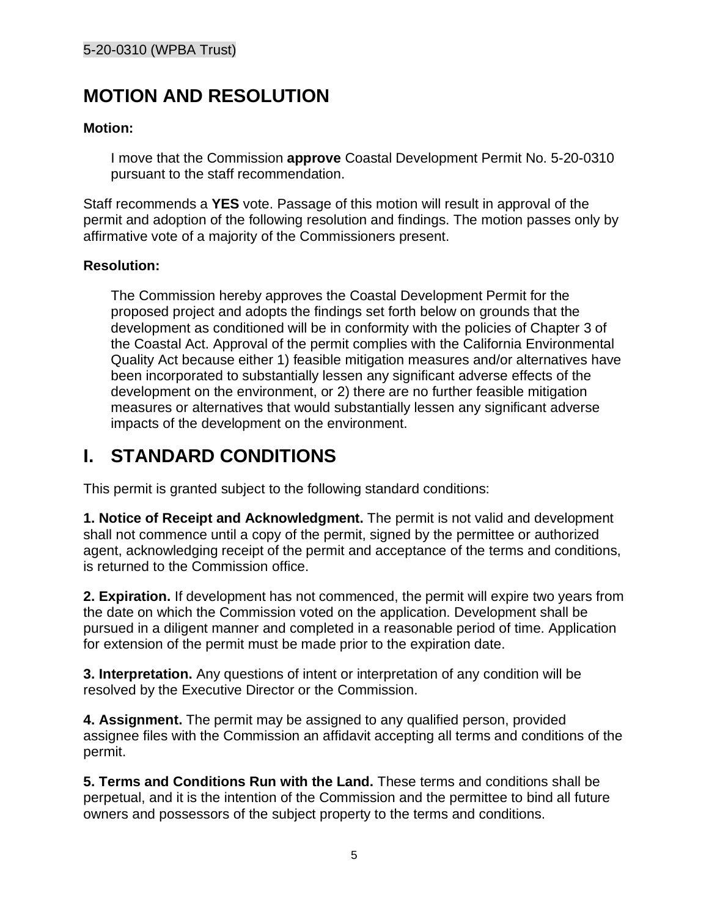# MOTION AND RESOLUTION

**Motion:**

> I move that the Commission **approve** Coastal Development Permit No. 5-20-0310 pursuant to the staff recommendation.

Staff recommends a **YES** vote. Passage of this motion will result in approval of the permit and adoption of the following resolution and findings. The motion passes only by affirmative vote of a majority of the Commissioners present.

**Resolution:**

> The Commission hereby approves the Coastal Development Permit for the proposed project and adopts the findings set forth below on grounds that the development as conditioned will be in conformity with the policies of Chapter 3 of the Coastal Act. Approval of the permit complies with the California Environmental Quality Act because either 1) feasible mitigation measures and/or alternatives have been incorporated to substantially lessen any significant adverse effects of the development on the environment, or 2) there are no further feasible mitigation measures or alternatives that would substantially lessen any significant adverse impacts of the development on the environment.

# I. STANDARD CONDITIONS

This permit is granted subject to the following standard conditions:

**1. Notice of Receipt and Acknowledgment.** The permit is not valid and development shall not commence until a copy of the permit, signed by the permittee or authorized agent, acknowledging receipt of the permit and acceptance of the terms and conditions, is returned to the Commission office.

**2. Expiration.** If development has not commenced, the permit will expire two years from the date on which the Commission voted on the application. Development shall be pursued in a diligent manner and completed in a reasonable period of time. Application for extension of the permit must be made prior to the expiration date.

**3. Interpretation.** Any questions of intent or interpretation of any condition will be resolved by the Executive Director or the Commission.

**4. Assignment.** The permit may be assigned to any qualified person, provided assignee files with the Commission an affidavit accepting all terms and conditions of the permit.

**5. Terms and Conditions Run with the Land.** These terms and conditions shall be perpetual, and it is the intention of the Commission and the permittee to bind all future owners and possessors of the subject property to the terms and conditions.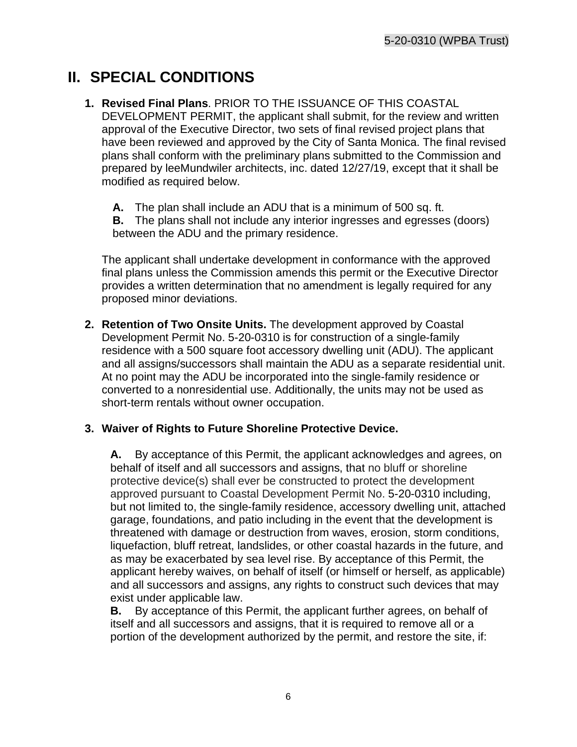## II. SPECIAL CONDITIONS

1. **Revised Final Plans**. PRIOR TO THE ISSUANCE OF THIS COASTAL DEVELOPMENT PERMIT, the applicant shall submit, for the review and written approval of the Executive Director, two sets of final revised project plans that have been reviewed and approved by the City of Santa Monica. The final revised plans shall conform with the preliminary plans submitted to the Commission and prepared by leeMundwiler architects, inc. dated 12/27/19, except that it shall be modified as required below.

   **A.** The plan shall include an ADU that is a minimum of 500 sq. ft.
   **B.** The plans shall not include any interior ingresses and egresses (doors) between the ADU and the primary residence.

   The applicant shall undertake development in conformance with the approved final plans unless the Commission amends this permit or the Executive Director provides a written determination that no amendment is legally required for any proposed minor deviations.

2. **Retention of Two Onsite Units.** The development approved by Coastal Development Permit No. 5-20-0310 is for construction of a single-family residence with a 500 square foot accessory dwelling unit (ADU). The applicant and all assigns/successors shall maintain the ADU as a separate residential unit. At no point may the ADU be incorporated into the single-family residence or converted to a nonresidential use. Additionally, the units may not be used as short-term rentals without owner occupation.

3. **Waiver of Rights to Future Shoreline Protective Device.**

   **A.** By acceptance of this Permit, the applicant acknowledges and agrees, on behalf of itself and all successors and assigns, that no bluff or shoreline protective device(s) shall ever be constructed to protect the development approved pursuant to Coastal Development Permit No. 5-20-0310 including, but not limited to, the single-family residence, accessory dwelling unit, attached garage, foundations, and patio including in the event that the development is threatened with damage or destruction from waves, erosion, storm conditions, liquefaction, bluff retreat, landslides, or other coastal hazards in the future, and as may be exacerbated by sea level rise. By acceptance of this Permit, the applicant hereby waives, on behalf of itself (or himself or herself, as applicable) and all successors and assigns, any rights to construct such devices that may exist under applicable law.
   **B.** By acceptance of this Permit, the applicant further agrees, on behalf of itself and all successors and assigns, that it is required to remove all or a portion of the development authorized by the permit, and restore the site, if: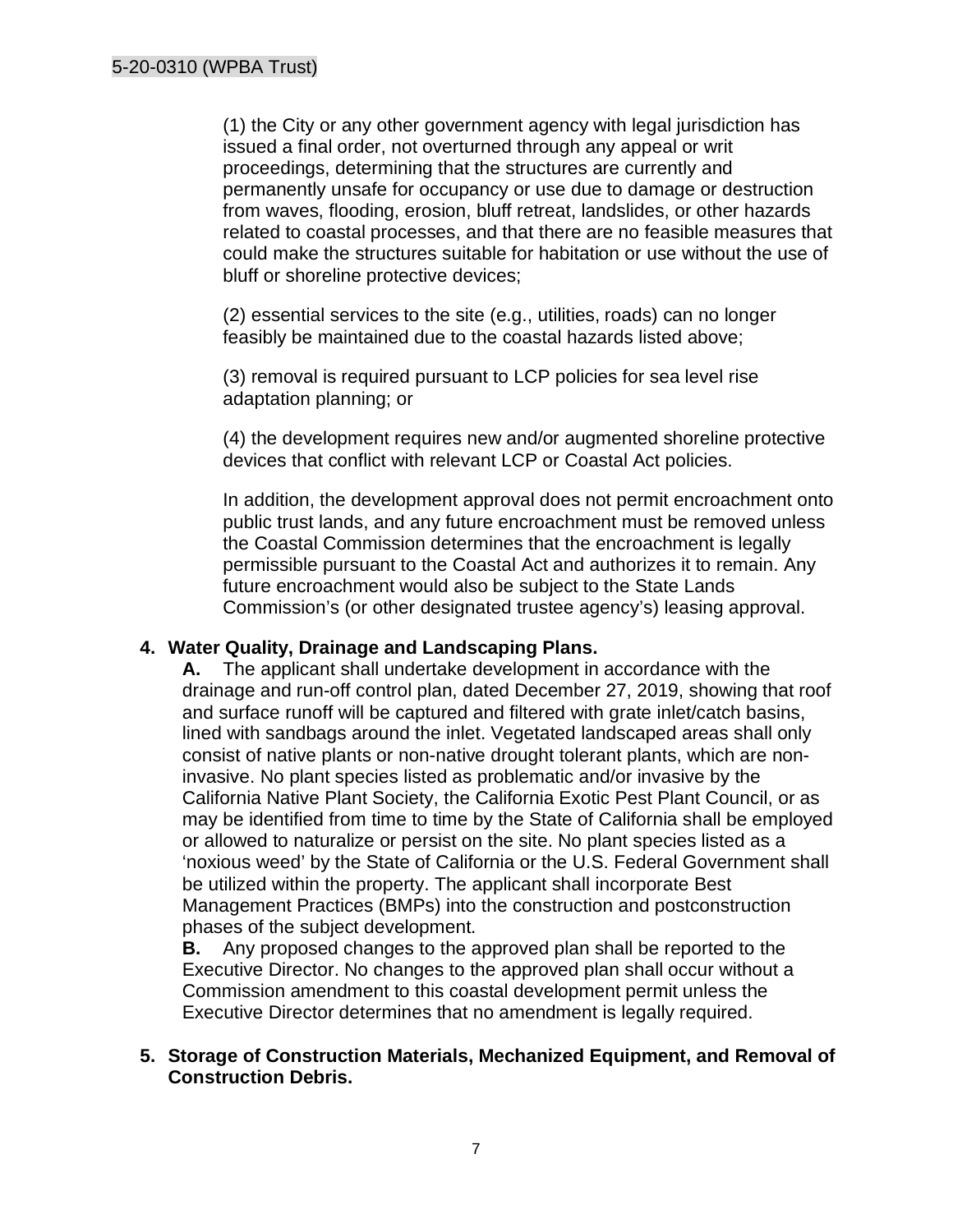(1) the City or any other government agency with legal jurisdiction has issued a final order, not overturned through any appeal or writ proceedings, determining that the structures are currently and permanently unsafe for occupancy or use due to damage or destruction from waves, flooding, erosion, bluff retreat, landslides, or other hazards related to coastal processes, and that there are no feasible measures that could make the structures suitable for habitation or use without the use of bluff or shoreline protective devices;

(2) essential services to the site (e.g., utilities, roads) can no longer feasibly be maintained due to the coastal hazards listed above;

(3) removal is required pursuant to LCP policies for sea level rise adaptation planning; or

(4) the development requires new and/or augmented shoreline protective devices that conflict with relevant LCP or Coastal Act policies.

In addition, the development approval does not permit encroachment onto public trust lands, and any future encroachment must be removed unless the Coastal Commission determines that the encroachment is legally permissible pursuant to the Coastal Act and authorizes it to remain. Any future encroachment would also be subject to the State Lands Commission's (or other designated trustee agency's) leasing approval.

**4. Water Quality, Drainage and Landscaping Plans.**

**A.** The applicant shall undertake development in accordance with the drainage and run-off control plan, dated December 27, 2019, showing that roof and surface runoff will be captured and filtered with grate inlet/catch basins, lined with sandbags around the inlet. Vegetated landscaped areas shall only consist of native plants or non-native drought tolerant plants, which are non-invasive. No plant species listed as problematic and/or invasive by the California Native Plant Society, the California Exotic Pest Plant Council, or as may be identified from time to time by the State of California shall be employed or allowed to naturalize or persist on the site. No plant species listed as a 'noxious weed' by the State of California or the U.S. Federal Government shall be utilized within the property. The applicant shall incorporate Best Management Practices (BMPs) into the construction and postconstruction phases of the subject development.

**B.** Any proposed changes to the approved plan shall be reported to the Executive Director. No changes to the approved plan shall occur without a Commission amendment to this coastal development permit unless the Executive Director determines that no amendment is legally required.

**5. Storage of Construction Materials, Mechanized Equipment, and Removal of Construction Debris.**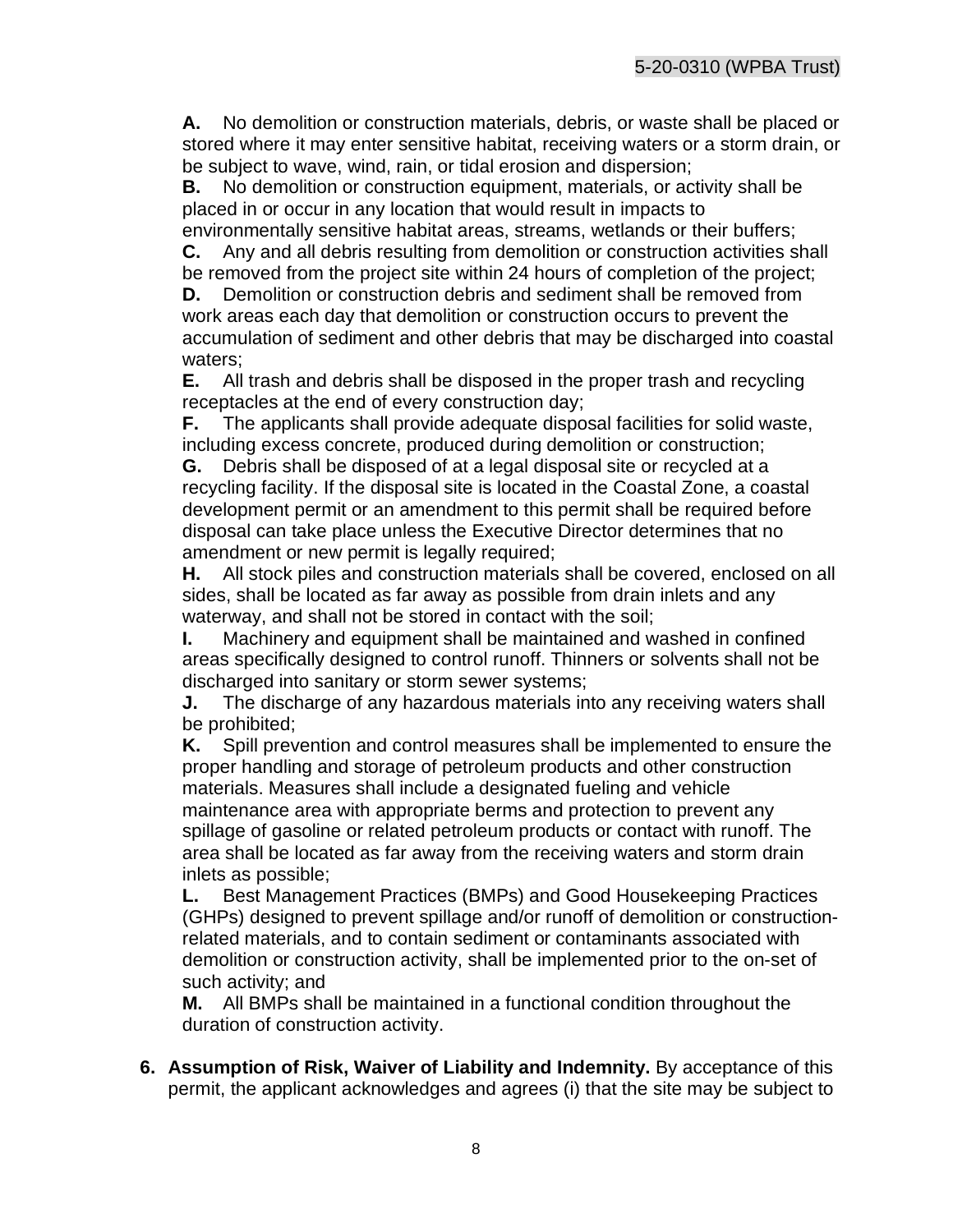**A.** No demolition or construction materials, debris, or waste shall be placed or stored where it may enter sensitive habitat, receiving waters or a storm drain, or be subject to wave, wind, rain, or tidal erosion and dispersion;

**B.** No demolition or construction equipment, materials, or activity shall be placed in or occur in any location that would result in impacts to environmentally sensitive habitat areas, streams, wetlands or their buffers;

**C.** Any and all debris resulting from demolition or construction activities shall be removed from the project site within 24 hours of completion of the project;

**D.** Demolition or construction debris and sediment shall be removed from work areas each day that demolition or construction occurs to prevent the accumulation of sediment and other debris that may be discharged into coastal waters;

**E.** All trash and debris shall be disposed in the proper trash and recycling receptacles at the end of every construction day;

**F.** The applicants shall provide adequate disposal facilities for solid waste, including excess concrete, produced during demolition or construction;

**G.** Debris shall be disposed of at a legal disposal site or recycled at a recycling facility. If the disposal site is located in the Coastal Zone, a coastal development permit or an amendment to this permit shall be required before disposal can take place unless the Executive Director determines that no amendment or new permit is legally required;

**H.** All stock piles and construction materials shall be covered, enclosed on all sides, shall be located as far away as possible from drain inlets and any waterway, and shall not be stored in contact with the soil;

**I.** Machinery and equipment shall be maintained and washed in confined areas specifically designed to control runoff. Thinners or solvents shall not be discharged into sanitary or storm sewer systems;

**J.** The discharge of any hazardous materials into any receiving waters shall be prohibited;

**K.** Spill prevention and control measures shall be implemented to ensure the proper handling and storage of petroleum products and other construction materials. Measures shall include a designated fueling and vehicle maintenance area with appropriate berms and protection to prevent any spillage of gasoline or related petroleum products or contact with runoff. The area shall be located as far away from the receiving waters and storm drain inlets as possible;

**L.** Best Management Practices (BMPs) and Good Housekeeping Practices (GHPs) designed to prevent spillage and/or runoff of demolition or construction-related materials, and to contain sediment or contaminants associated with demolition or construction activity, shall be implemented prior to the on-set of such activity; and

**M.** All BMPs shall be maintained in a functional condition throughout the duration of construction activity.

6. **Assumption of Risk, Waiver of Liability and Indemnity.** By acceptance of this permit, the applicant acknowledges and agrees (i) that the site may be subject to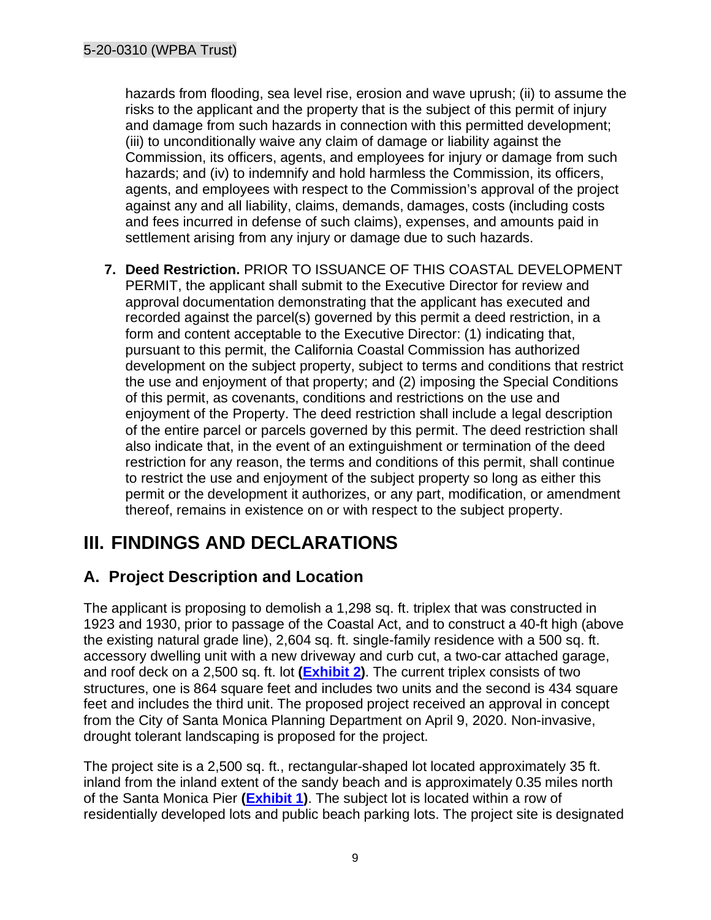hazards from flooding, sea level rise, erosion and wave uprush; (ii) to assume the risks to the applicant and the property that is the subject of this permit of injury and damage from such hazards in connection with this permitted development; (iii) to unconditionally waive any claim of damage or liability against the Commission, its officers, agents, and employees for injury or damage from such hazards; and (iv) to indemnify and hold harmless the Commission, its officers, agents, and employees with respect to the Commission's approval of the project against any and all liability, claims, demands, damages, costs (including costs and fees incurred in defense of such claims), expenses, and amounts paid in settlement arising from any injury or damage due to such hazards.

7. **Deed Restriction.** PRIOR TO ISSUANCE OF THIS COASTAL DEVELOPMENT PERMIT, the applicant shall submit to the Executive Director for review and approval documentation demonstrating that the applicant has executed and recorded against the parcel(s) governed by this permit a deed restriction, in a form and content acceptable to the Executive Director: (1) indicating that, pursuant to this permit, the California Coastal Commission has authorized development on the subject property, subject to terms and conditions that restrict the use and enjoyment of that property; and (2) imposing the Special Conditions of this permit, as covenants, conditions and restrictions on the use and enjoyment of the Property. The deed restriction shall include a legal description of the entire parcel or parcels governed by this permit. The deed restriction shall also indicate that, in the event of an extinguishment or termination of the deed restriction for any reason, the terms and conditions of this permit, shall continue to restrict the use and enjoyment of the subject property so long as either this permit or the development it authorizes, or any part, modification, or amendment thereof, remains in existence on or with respect to the subject property.

# III. FINDINGS AND DECLARATIONS

## A. Project Description and Location

The applicant is proposing to demolish a 1,298 sq. ft. triplex that was constructed in 1923 and 1930, prior to passage of the Coastal Act, and to construct a 40-ft high (above the existing natural grade line), 2,604 sq. ft. single-family residence with a 500 sq. ft. accessory dwelling unit with a new driveway and curb cut, a two-car attached garage, and roof deck on a 2,500 sq. ft. lot **(Exhibit 2)**. The current triplex consists of two structures, one is 864 square feet and includes two units and the second is 434 square feet and includes the third unit. The proposed project received an approval in concept from the City of Santa Monica Planning Department on April 9, 2020. Non-invasive, drought tolerant landscaping is proposed for the project.

The project site is a 2,500 sq. ft., rectangular-shaped lot located approximately 35 ft. inland from the inland extent of the sandy beach and is approximately 0.35 miles north of the Santa Monica Pier **(Exhibit 1)**. The subject lot is located within a row of residentially developed lots and public beach parking lots. The project site is designated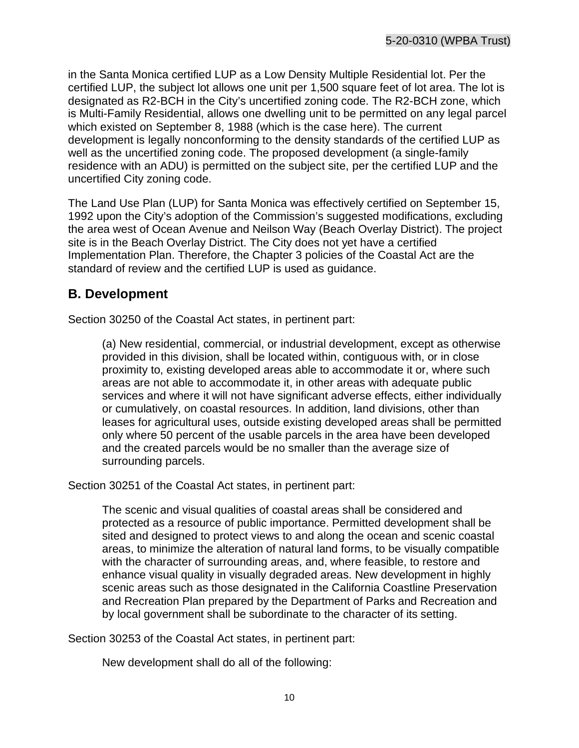in the Santa Monica certified LUP as a Low Density Multiple Residential lot. Per the certified LUP, the subject lot allows one unit per 1,500 square feet of lot area. The lot is designated as R2-BCH in the City's uncertified zoning code. The R2-BCH zone, which is Multi-Family Residential, allows one dwelling unit to be permitted on any legal parcel which existed on September 8, 1988 (which is the case here). The current development is legally nonconforming to the density standards of the certified LUP as well as the uncertified zoning code. The proposed development (a single-family residence with an ADU) is permitted on the subject site, per the certified LUP and the uncertified City zoning code.

The Land Use Plan (LUP) for Santa Monica was effectively certified on September 15, 1992 upon the City's adoption of the Commission's suggested modifications, excluding the area west of Ocean Avenue and Neilson Way (Beach Overlay District). The project site is in the Beach Overlay District. The City does not yet have a certified Implementation Plan. Therefore, the Chapter 3 policies of the Coastal Act are the standard of review and the certified LUP is used as guidance.

## B. Development

Section 30250 of the Coastal Act states, in pertinent part:

> (a) New residential, commercial, or industrial development, except as otherwise provided in this division, shall be located within, contiguous with, or in close proximity to, existing developed areas able to accommodate it or, where such areas are not able to accommodate it, in other areas with adequate public services and where it will not have significant adverse effects, either individually or cumulatively, on coastal resources. In addition, land divisions, other than leases for agricultural uses, outside existing developed areas shall be permitted only where 50 percent of the usable parcels in the area have been developed and the created parcels would be no smaller than the average size of surrounding parcels.

Section 30251 of the Coastal Act states, in pertinent part:

> The scenic and visual qualities of coastal areas shall be considered and protected as a resource of public importance. Permitted development shall be sited and designed to protect views to and along the ocean and scenic coastal areas, to minimize the alteration of natural land forms, to be visually compatible with the character of surrounding areas, and, where feasible, to restore and enhance visual quality in visually degraded areas. New development in highly scenic areas such as those designated in the California Coastline Preservation and Recreation Plan prepared by the Department of Parks and Recreation and by local government shall be subordinate to the character of its setting.

Section 30253 of the Coastal Act states, in pertinent part:

> New development shall do all of the following: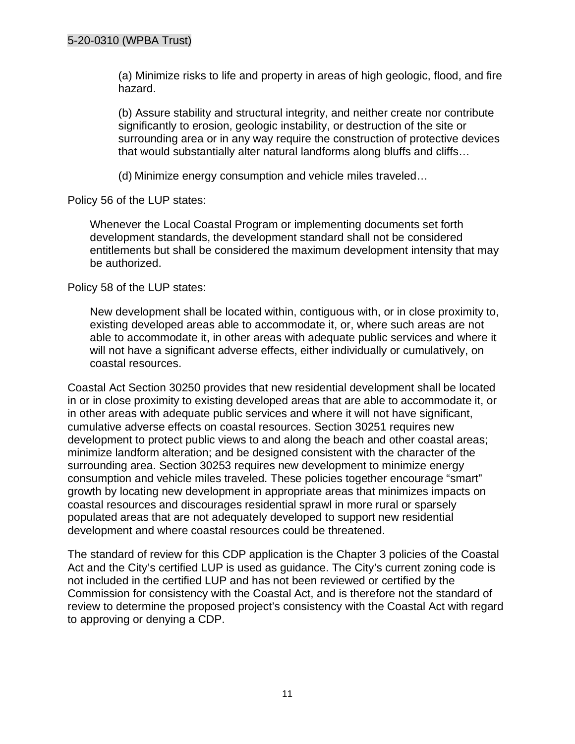> (a) Minimize risks to life and property in areas of high geologic, flood, and fire hazard.
>
> (b) Assure stability and structural integrity, and neither create nor contribute significantly to erosion, geologic instability, or destruction of the site or surrounding area or in any way require the construction of protective devices that would substantially alter natural landforms along bluffs and cliffs…
>
> (d) Minimize energy consumption and vehicle miles traveled…

Policy 56 of the LUP states:

> Whenever the Local Coastal Program or implementing documents set forth development standards, the development standard shall not be considered entitlements but shall be considered the maximum development intensity that may be authorized.

Policy 58 of the LUP states:

> New development shall be located within, contiguous with, or in close proximity to, existing developed areas able to accommodate it, or, where such areas are not able to accommodate it, in other areas with adequate public services and where it will not have a significant adverse effects, either individually or cumulatively, on coastal resources.

Coastal Act Section 30250 provides that new residential development shall be located in or in close proximity to existing developed areas that are able to accommodate it, or in other areas with adequate public services and where it will not have significant, cumulative adverse effects on coastal resources. Section 30251 requires new development to protect public views to and along the beach and other coastal areas; minimize landform alteration; and be designed consistent with the character of the surrounding area. Section 30253 requires new development to minimize energy consumption and vehicle miles traveled. These policies together encourage "smart" growth by locating new development in appropriate areas that minimizes impacts on coastal resources and discourages residential sprawl in more rural or sparsely populated areas that are not adequately developed to support new residential development and where coastal resources could be threatened.

The standard of review for this CDP application is the Chapter 3 policies of the Coastal Act and the City's certified LUP is used as guidance. The City's current zoning code is not included in the certified LUP and has not been reviewed or certified by the Commission for consistency with the Coastal Act, and is therefore not the standard of review to determine the proposed project's consistency with the Coastal Act with regard to approving or denying a CDP.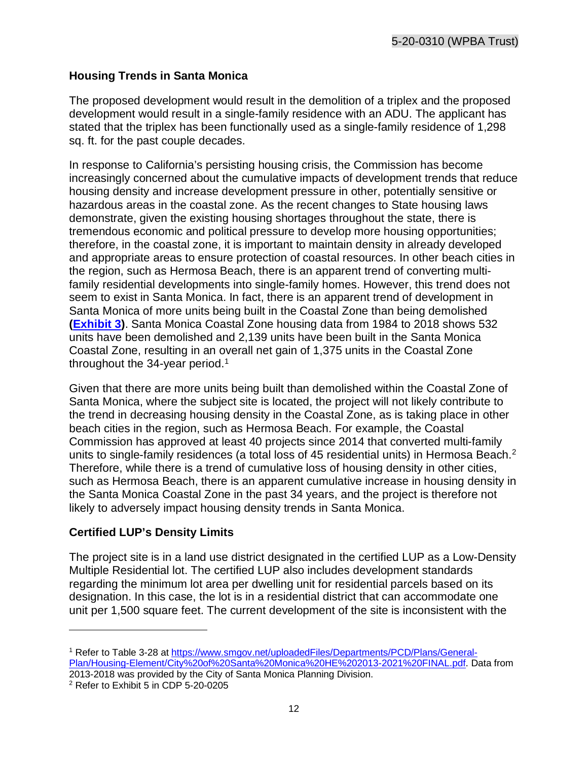## Housing Trends in Santa Monica

The proposed development would result in the demolition of a triplex and the proposed development would result in a single-family residence with an ADU. The applicant has stated that the triplex has been functionally used as a single-family residence of 1,298 sq. ft. for the past couple decades.

In response to California's persisting housing crisis, the Commission has become increasingly concerned about the cumulative impacts of development trends that reduce housing density and increase development pressure in other, potentially sensitive or hazardous areas in the coastal zone. As the recent changes to State housing laws demonstrate, given the existing housing shortages throughout the state, there is tremendous economic and political pressure to develop more housing opportunities; therefore, in the coastal zone, it is important to maintain density in already developed and appropriate areas to ensure protection of coastal resources. In other beach cities in the region, such as Hermosa Beach, there is an apparent trend of converting multi-family residential developments into single-family homes. However, this trend does not seem to exist in Santa Monica. In fact, there is an apparent trend of development in Santa Monica of more units being built in the Coastal Zone than being demolished **([Exhibit 3](#))**. Santa Monica Coastal Zone housing data from 1984 to 2018 shows 532 units have been demolished and 2,139 units have been built in the Santa Monica Coastal Zone, resulting in an overall net gain of 1,375 units in the Coastal Zone throughout the 34-year period.[1]

Given that there are more units being built than demolished within the Coastal Zone of Santa Monica, where the subject site is located, the project will not likely contribute to the trend in decreasing housing density in the Coastal Zone, as is taking place in other beach cities in the region, such as Hermosa Beach. For example, the Coastal Commission has approved at least 40 projects since 2014 that converted multi-family units to single-family residences (a total loss of 45 residential units) in Hermosa Beach.[2] Therefore, while there is a trend of cumulative loss of housing density in other cities, such as Hermosa Beach, there is an apparent cumulative increase in housing density in the Santa Monica Coastal Zone in the past 34 years, and the project is therefore not likely to adversely impact housing density trends in Santa Monica.

## Certified LUP's Density Limits

The project site is in a land use district designated in the certified LUP as a Low-Density Multiple Residential lot. The certified LUP also includes development standards regarding the minimum lot area per dwelling unit for residential parcels based on its designation. In this case, the lot is in a residential district that can accommodate one unit per 1,500 square feet. The current development of the site is inconsistent with the

---

[1] Refer to Table 3-28 at https://www.smgov.net/uploadedFiles/Departments/PCD/Plans/General-Plan/Housing-Element/City%20of%20Santa%20Monica%20HE%202013-2021%20FINAL.pdf. Data from 2013-2018 was provided by the City of Santa Monica Planning Division.

[2] Refer to Exhibit 5 in CDP 5-20-0205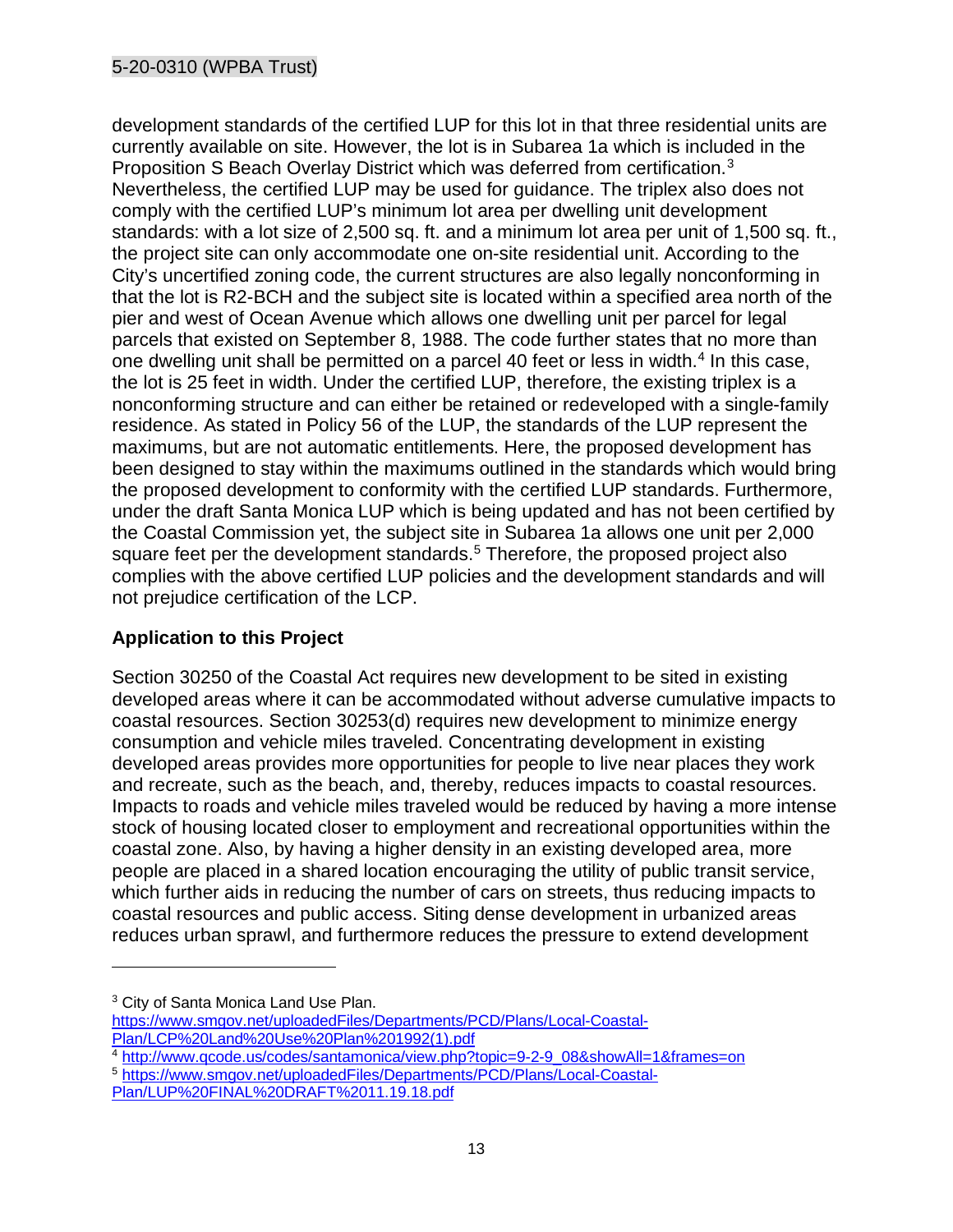development standards of the certified LUP for this lot in that three residential units are currently available on site. However, the lot is in Subarea 1a which is included in the Proposition S Beach Overlay District which was deferred from certification.[3] Nevertheless, the certified LUP may be used for guidance. The triplex also does not comply with the certified LUP's minimum lot area per dwelling unit development standards: with a lot size of 2,500 sq. ft. and a minimum lot area per unit of 1,500 sq. ft., the project site can only accommodate one on-site residential unit. According to the City's uncertified zoning code, the current structures are also legally nonconforming in that the lot is R2-BCH and the subject site is located within a specified area north of the pier and west of Ocean Avenue which allows one dwelling unit per parcel for legal parcels that existed on September 8, 1988. The code further states that no more than one dwelling unit shall be permitted on a parcel 40 feet or less in width.[4] In this case, the lot is 25 feet in width. Under the certified LUP, therefore, the existing triplex is a nonconforming structure and can either be retained or redeveloped with a single-family residence. As stated in Policy 56 of the LUP, the standards of the LUP represent the maximums, but are not automatic entitlements. Here, the proposed development has been designed to stay within the maximums outlined in the standards which would bring the proposed development to conformity with the certified LUP standards. Furthermore, under the draft Santa Monica LUP which is being updated and has not been certified by the Coastal Commission yet, the subject site in Subarea 1a allows one unit per 2,000 square feet per the development standards.[5] Therefore, the proposed project also complies with the above certified LUP policies and the development standards and will not prejudice certification of the LCP.

### Application to this Project

Section 30250 of the Coastal Act requires new development to be sited in existing developed areas where it can be accommodated without adverse cumulative impacts to coastal resources. Section 30253(d) requires new development to minimize energy consumption and vehicle miles traveled. Concentrating development in existing developed areas provides more opportunities for people to live near places they work and recreate, such as the beach, and, thereby, reduces impacts to coastal resources. Impacts to roads and vehicle miles traveled would be reduced by having a more intense stock of housing located closer to employment and recreational opportunities within the coastal zone. Also, by having a higher density in an existing developed area, more people are placed in a shared location encouraging the utility of public transit service, which further aids in reducing the number of cars on streets, thus reducing impacts to coastal resources and public access. Siting dense development in urbanized areas reduces urban sprawl, and furthermore reduces the pressure to extend development

---

[3] City of Santa Monica Land Use Plan. https://www.smgov.net/uploadedFiles/Departments/PCD/Plans/Local-Coastal-Plan/LCP%20Land%20Use%20Plan%201992(1).pdf

[4] http://www.qcode.us/codes/santamonica/view.php?topic=9-2-9_08&showAll=1&frames=on

[5] https://www.smgov.net/uploadedFiles/Departments/PCD/Plans/Local-Coastal-Plan/LUP%20FINAL%20DRAFT%2011.19.18.pdf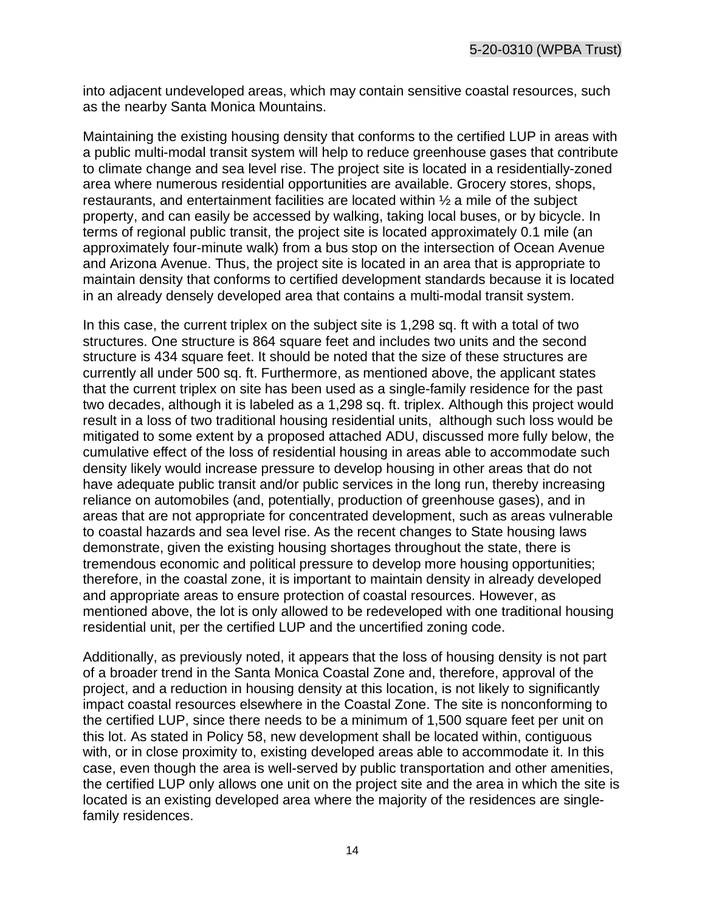into adjacent undeveloped areas, which may contain sensitive coastal resources, such as the nearby Santa Monica Mountains.

Maintaining the existing housing density that conforms to the certified LUP in areas with a public multi-modal transit system will help to reduce greenhouse gases that contribute to climate change and sea level rise. The project site is located in a residentially-zoned area where numerous residential opportunities are available. Grocery stores, shops, restaurants, and entertainment facilities are located within ½ a mile of the subject property, and can easily be accessed by walking, taking local buses, or by bicycle. In terms of regional public transit, the project site is located approximately 0.1 mile (an approximately four-minute walk) from a bus stop on the intersection of Ocean Avenue and Arizona Avenue. Thus, the project site is located in an area that is appropriate to maintain density that conforms to certified development standards because it is located in an already densely developed area that contains a multi-modal transit system.

In this case, the current triplex on the subject site is 1,298 sq. ft with a total of two structures. One structure is 864 square feet and includes two units and the second structure is 434 square feet. It should be noted that the size of these structures are currently all under 500 sq. ft. Furthermore, as mentioned above, the applicant states that the current triplex on site has been used as a single-family residence for the past two decades, although it is labeled as a 1,298 sq. ft. triplex. Although this project would result in a loss of two traditional housing residential units, although such loss would be mitigated to some extent by a proposed attached ADU, discussed more fully below, the cumulative effect of the loss of residential housing in areas able to accommodate such density likely would increase pressure to develop housing in other areas that do not have adequate public transit and/or public services in the long run, thereby increasing reliance on automobiles (and, potentially, production of greenhouse gases), and in areas that are not appropriate for concentrated development, such as areas vulnerable to coastal hazards and sea level rise. As the recent changes to State housing laws demonstrate, given the existing housing shortages throughout the state, there is tremendous economic and political pressure to develop more housing opportunities; therefore, in the coastal zone, it is important to maintain density in already developed and appropriate areas to ensure protection of coastal resources. However, as mentioned above, the lot is only allowed to be redeveloped with one traditional housing residential unit, per the certified LUP and the uncertified zoning code.

Additionally, as previously noted, it appears that the loss of housing density is not part of a broader trend in the Santa Monica Coastal Zone and, therefore, approval of the project, and a reduction in housing density at this location, is not likely to significantly impact coastal resources elsewhere in the Coastal Zone. The site is nonconforming to the certified LUP, since there needs to be a minimum of 1,500 square feet per unit on this lot. As stated in Policy 58, new development shall be located within, contiguous with, or in close proximity to, existing developed areas able to accommodate it. In this case, even though the area is well-served by public transportation and other amenities, the certified LUP only allows one unit on the project site and the area in which the site is located is an existing developed area where the majority of the residences are single-family residences.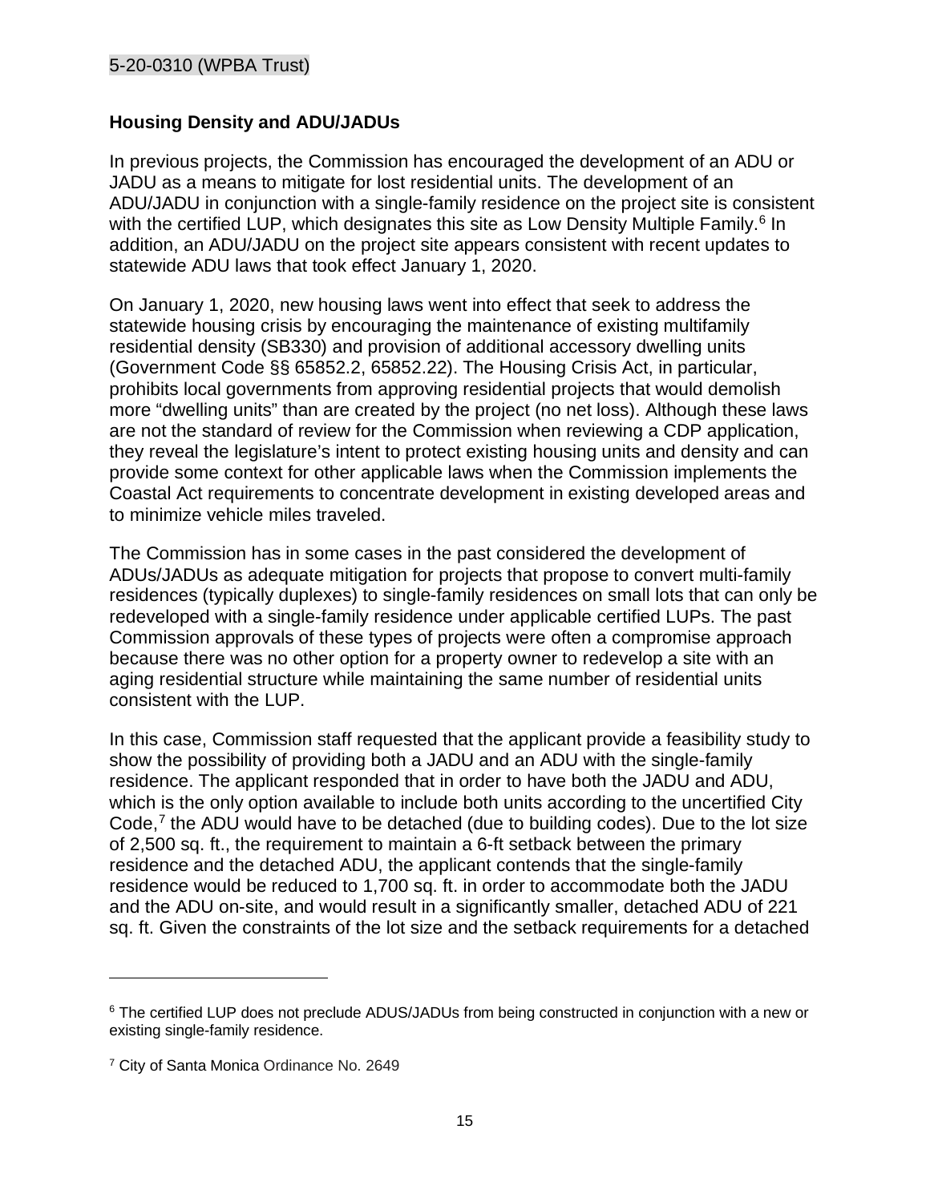**Housing Density and ADU/JADUs**

In previous projects, the Commission has encouraged the development of an ADU or JADU as a means to mitigate for lost residential units. The development of an ADU/JADU in conjunction with a single-family residence on the project site is consistent with the certified LUP, which designates this site as Low Density Multiple Family.[6] In addition, an ADU/JADU on the project site appears consistent with recent updates to statewide ADU laws that took effect January 1, 2020.

On January 1, 2020, new housing laws went into effect that seek to address the statewide housing crisis by encouraging the maintenance of existing multifamily residential density (SB330) and provision of additional accessory dwelling units (Government Code §§ 65852.2, 65852.22). The Housing Crisis Act, in particular, prohibits local governments from approving residential projects that would demolish more "dwelling units" than are created by the project (no net loss). Although these laws are not the standard of review for the Commission when reviewing a CDP application, they reveal the legislature's intent to protect existing housing units and density and can provide some context for other applicable laws when the Commission implements the Coastal Act requirements to concentrate development in existing developed areas and to minimize vehicle miles traveled.

The Commission has in some cases in the past considered the development of ADUs/JADUs as adequate mitigation for projects that propose to convert multi-family residences (typically duplexes) to single-family residences on small lots that can only be redeveloped with a single-family residence under applicable certified LUPs. The past Commission approvals of these types of projects were often a compromise approach because there was no other option for a property owner to redevelop a site with an aging residential structure while maintaining the same number of residential units consistent with the LUP.

In this case, Commission staff requested that the applicant provide a feasibility study to show the possibility of providing both a JADU and an ADU with the single-family residence. The applicant responded that in order to have both the JADU and ADU, which is the only option available to include both units according to the uncertified City Code,[7] the ADU would have to be detached (due to building codes). Due to the lot size of 2,500 sq. ft., the requirement to maintain a 6-ft setback between the primary residence and the detached ADU, the applicant contends that the single-family residence would be reduced to 1,700 sq. ft. in order to accommodate both the JADU and the ADU on-site, and would result in a significantly smaller, detached ADU of 221 sq. ft. Given the constraints of the lot size and the setback requirements for a detached

---

[6] The certified LUP does not preclude ADUS/JADUs from being constructed in conjunction with a new or existing single-family residence.

[7] City of Santa Monica Ordinance No. 2649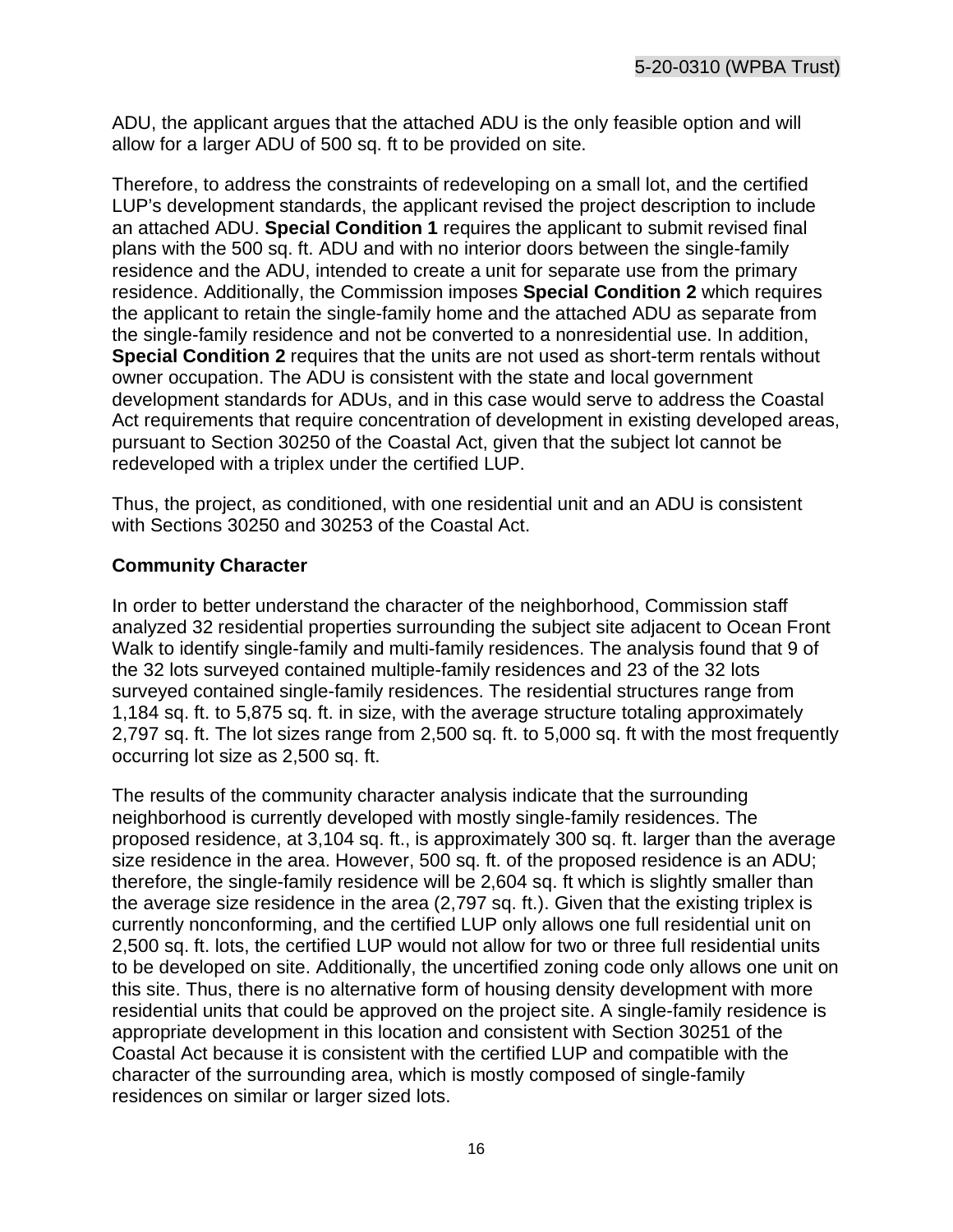ADU, the applicant argues that the attached ADU is the only feasible option and will allow for a larger ADU of 500 sq. ft to be provided on site.

Therefore, to address the constraints of redeveloping on a small lot, and the certified LUP's development standards, the applicant revised the project description to include an attached ADU. **Special Condition 1** requires the applicant to submit revised final plans with the 500 sq. ft. ADU and with no interior doors between the single-family residence and the ADU, intended to create a unit for separate use from the primary residence. Additionally, the Commission imposes **Special Condition 2** which requires the applicant to retain the single-family home and the attached ADU as separate from the single-family residence and not be converted to a nonresidential use. In addition, **Special Condition 2** requires that the units are not used as short-term rentals without owner occupation. The ADU is consistent with the state and local government development standards for ADUs, and in this case would serve to address the Coastal Act requirements that require concentration of development in existing developed areas, pursuant to Section 30250 of the Coastal Act, given that the subject lot cannot be redeveloped with a triplex under the certified LUP.

Thus, the project, as conditioned, with one residential unit and an ADU is consistent with Sections 30250 and 30253 of the Coastal Act.

**Community Character**

In order to better understand the character of the neighborhood, Commission staff analyzed 32 residential properties surrounding the subject site adjacent to Ocean Front Walk to identify single-family and multi-family residences. The analysis found that 9 of the 32 lots surveyed contained multiple-family residences and 23 of the 32 lots surveyed contained single-family residences. The residential structures range from 1,184 sq. ft. to 5,875 sq. ft. in size, with the average structure totaling approximately 2,797 sq. ft. The lot sizes range from 2,500 sq. ft. to 5,000 sq. ft with the most frequently occurring lot size as 2,500 sq. ft.

The results of the community character analysis indicate that the surrounding neighborhood is currently developed with mostly single-family residences. The proposed residence, at 3,104 sq. ft., is approximately 300 sq. ft. larger than the average size residence in the area. However, 500 sq. ft. of the proposed residence is an ADU; therefore, the single-family residence will be 2,604 sq. ft which is slightly smaller than the average size residence in the area (2,797 sq. ft.). Given that the existing triplex is currently nonconforming, and the certified LUP only allows one full residential unit on 2,500 sq. ft. lots, the certified LUP would not allow for two or three full residential units to be developed on site. Additionally, the uncertified zoning code only allows one unit on this site. Thus, there is no alternative form of housing density development with more residential units that could be approved on the project site. A single-family residence is appropriate development in this location and consistent with Section 30251 of the Coastal Act because it is consistent with the certified LUP and compatible with the character of the surrounding area, which is mostly composed of single-family residences on similar or larger sized lots.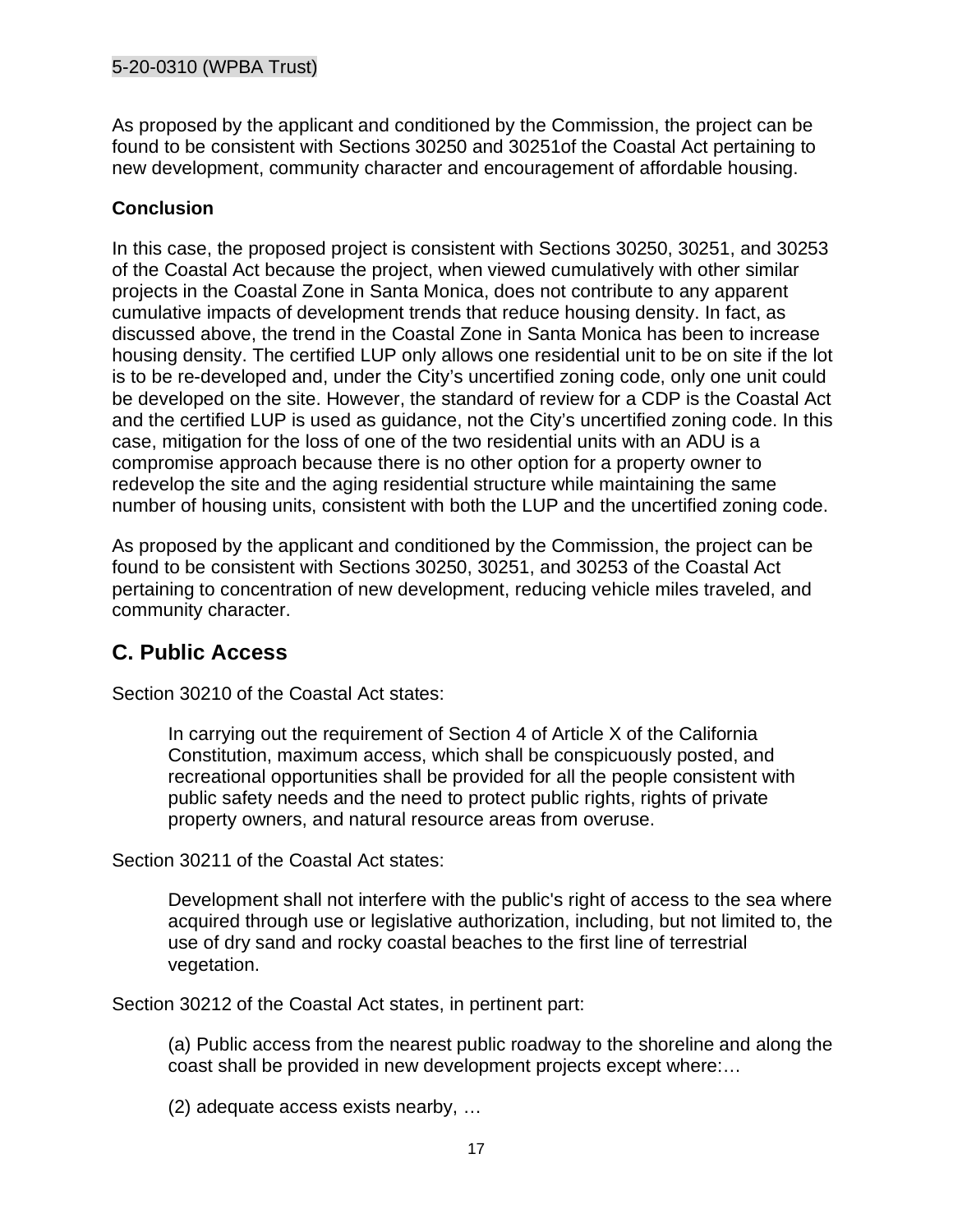As proposed by the applicant and conditioned by the Commission, the project can be found to be consistent with Sections 30250 and 30251of the Coastal Act pertaining to new development, community character and encouragement of affordable housing.

### Conclusion

In this case, the proposed project is consistent with Sections 30250, 30251, and 30253 of the Coastal Act because the project, when viewed cumulatively with other similar projects in the Coastal Zone in Santa Monica, does not contribute to any apparent cumulative impacts of development trends that reduce housing density. In fact, as discussed above, the trend in the Coastal Zone in Santa Monica has been to increase housing density. The certified LUP only allows one residential unit to be on site if the lot is to be re-developed and, under the City's uncertified zoning code, only one unit could be developed on the site. However, the standard of review for a CDP is the Coastal Act and the certified LUP is used as guidance, not the City's uncertified zoning code. In this case, mitigation for the loss of one of the two residential units with an ADU is a compromise approach because there is no other option for a property owner to redevelop the site and the aging residential structure while maintaining the same number of housing units, consistent with both the LUP and the uncertified zoning code.

As proposed by the applicant and conditioned by the Commission, the project can be found to be consistent with Sections 30250, 30251, and 30253 of the Coastal Act pertaining to concentration of new development, reducing vehicle miles traveled, and community character.

## C. Public Access

Section 30210 of the Coastal Act states:

> In carrying out the requirement of Section 4 of Article X of the California Constitution, maximum access, which shall be conspicuously posted, and recreational opportunities shall be provided for all the people consistent with public safety needs and the need to protect public rights, rights of private property owners, and natural resource areas from overuse.

Section 30211 of the Coastal Act states:

> Development shall not interfere with the public's right of access to the sea where acquired through use or legislative authorization, including, but not limited to, the use of dry sand and rocky coastal beaches to the first line of terrestrial vegetation.

Section 30212 of the Coastal Act states, in pertinent part:

> (a) Public access from the nearest public roadway to the shoreline and along the coast shall be provided in new development projects except where:…
>
> (2) adequate access exists nearby, …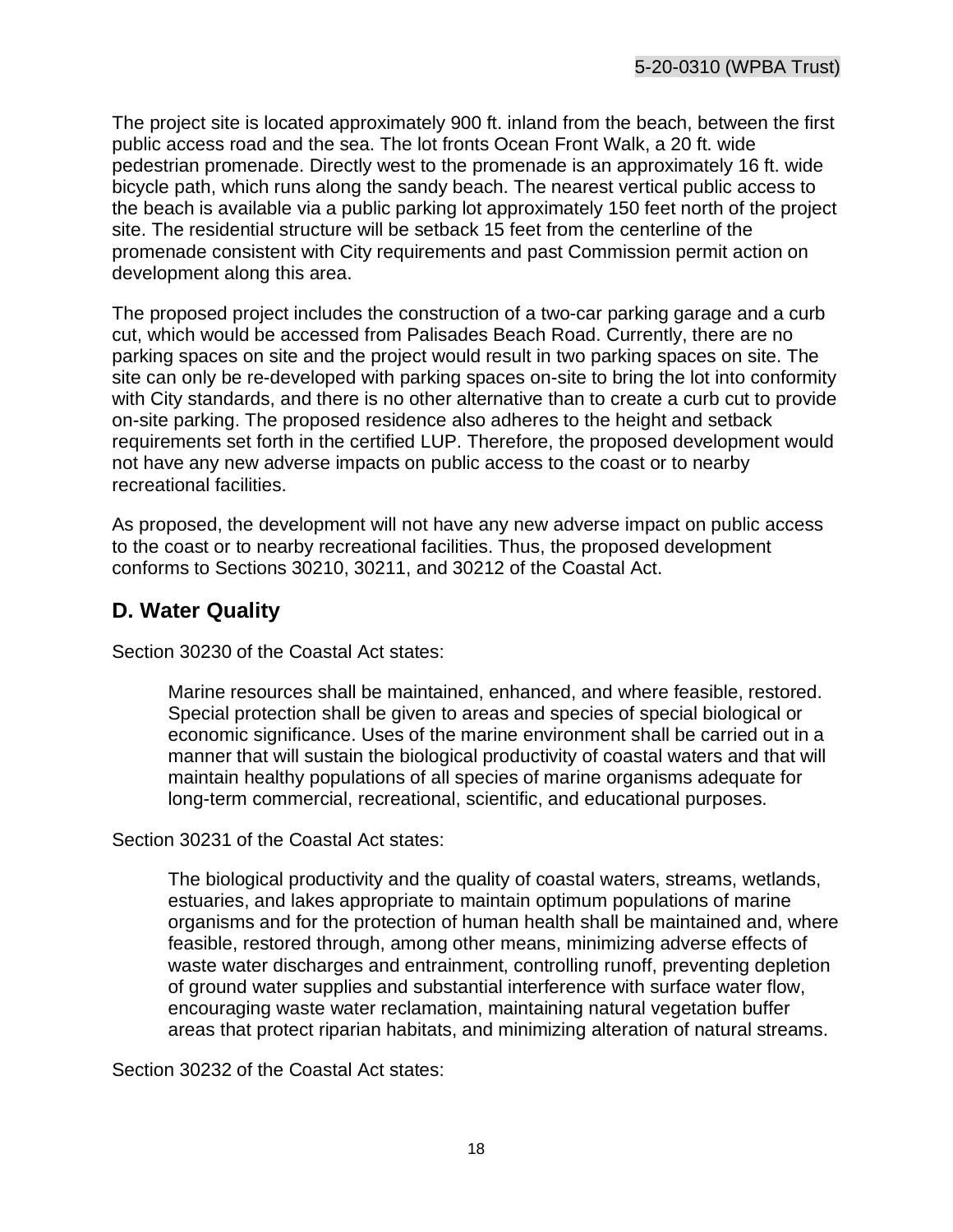The project site is located approximately 900 ft. inland from the beach, between the first public access road and the sea. The lot fronts Ocean Front Walk, a 20 ft. wide pedestrian promenade. Directly west to the promenade is an approximately 16 ft. wide bicycle path, which runs along the sandy beach. The nearest vertical public access to the beach is available via a public parking lot approximately 150 feet north of the project site. The residential structure will be setback 15 feet from the centerline of the promenade consistent with City requirements and past Commission permit action on development along this area.

The proposed project includes the construction of a two-car parking garage and a curb cut, which would be accessed from Palisades Beach Road. Currently, there are no parking spaces on site and the project would result in two parking spaces on site. The site can only be re-developed with parking spaces on-site to bring the lot into conformity with City standards, and there is no other alternative than to create a curb cut to provide on-site parking. The proposed residence also adheres to the height and setback requirements set forth in the certified LUP. Therefore, the proposed development would not have any new adverse impacts on public access to the coast or to nearby recreational facilities.

As proposed, the development will not have any new adverse impact on public access to the coast or to nearby recreational facilities. Thus, the proposed development conforms to Sections 30210, 30211, and 30212 of the Coastal Act.

## D. Water Quality

Section 30230 of the Coastal Act states:

> Marine resources shall be maintained, enhanced, and where feasible, restored. Special protection shall be given to areas and species of special biological or economic significance. Uses of the marine environment shall be carried out in a manner that will sustain the biological productivity of coastal waters and that will maintain healthy populations of all species of marine organisms adequate for long-term commercial, recreational, scientific, and educational purposes.

Section 30231 of the Coastal Act states:

> The biological productivity and the quality of coastal waters, streams, wetlands, estuaries, and lakes appropriate to maintain optimum populations of marine organisms and for the protection of human health shall be maintained and, where feasible, restored through, among other means, minimizing adverse effects of waste water discharges and entrainment, controlling runoff, preventing depletion of ground water supplies and substantial interference with surface water flow, encouraging waste water reclamation, maintaining natural vegetation buffer areas that protect riparian habitats, and minimizing alteration of natural streams.

Section 30232 of the Coastal Act states: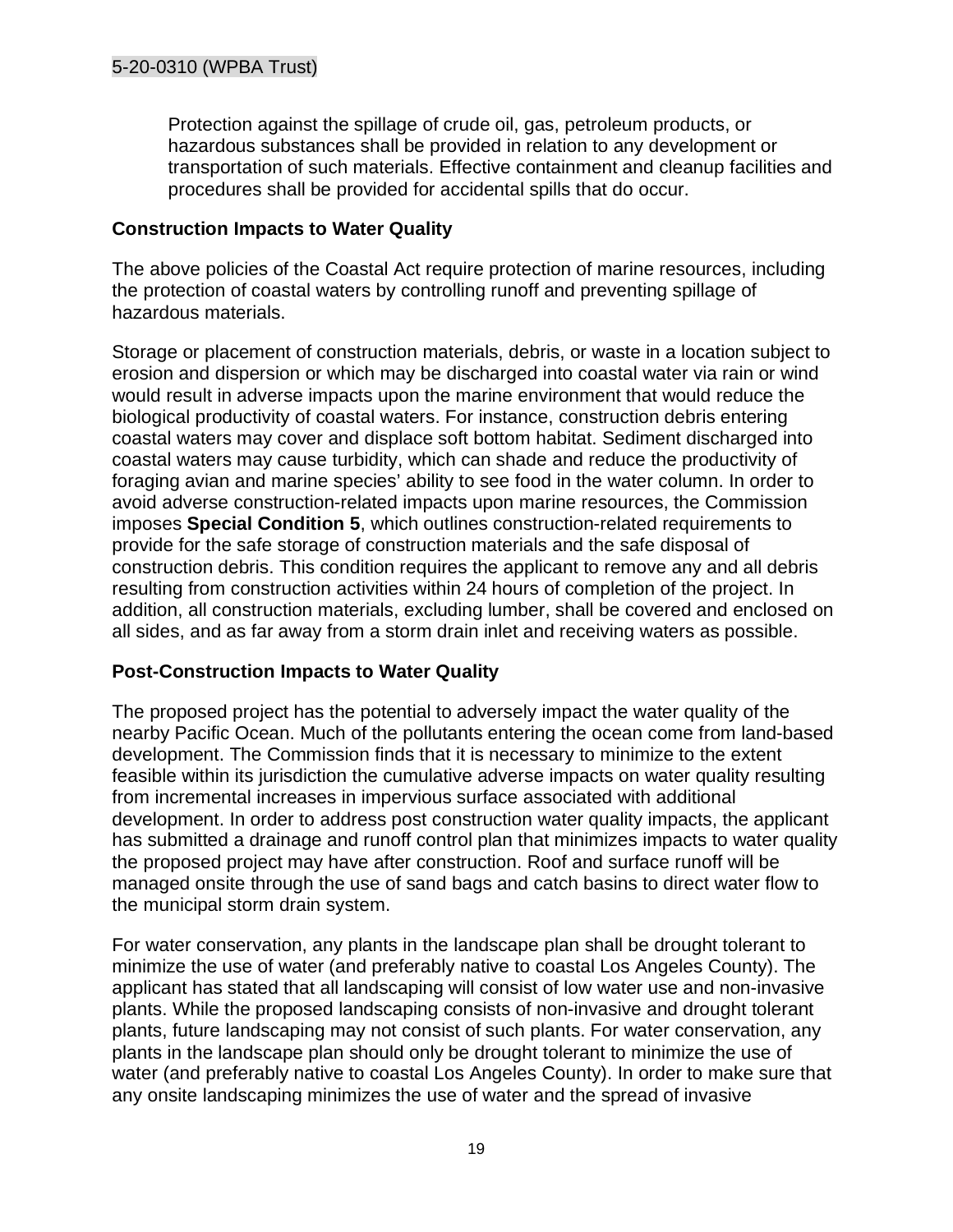Protection against the spillage of crude oil, gas, petroleum products, or hazardous substances shall be provided in relation to any development or transportation of such materials. Effective containment and cleanup facilities and procedures shall be provided for accidental spills that do occur.

**Construction Impacts to Water Quality**

The above policies of the Coastal Act require protection of marine resources, including the protection of coastal waters by controlling runoff and preventing spillage of hazardous materials.

Storage or placement of construction materials, debris, or waste in a location subject to erosion and dispersion or which may be discharged into coastal water via rain or wind would result in adverse impacts upon the marine environment that would reduce the biological productivity of coastal waters. For instance, construction debris entering coastal waters may cover and displace soft bottom habitat. Sediment discharged into coastal waters may cause turbidity, which can shade and reduce the productivity of foraging avian and marine species' ability to see food in the water column. In order to avoid adverse construction-related impacts upon marine resources, the Commission imposes **Special Condition 5**, which outlines construction-related requirements to provide for the safe storage of construction materials and the safe disposal of construction debris. This condition requires the applicant to remove any and all debris resulting from construction activities within 24 hours of completion of the project. In addition, all construction materials, excluding lumber, shall be covered and enclosed on all sides, and as far away from a storm drain inlet and receiving waters as possible.

**Post-Construction Impacts to Water Quality**

The proposed project has the potential to adversely impact the water quality of the nearby Pacific Ocean. Much of the pollutants entering the ocean come from land-based development. The Commission finds that it is necessary to minimize to the extent feasible within its jurisdiction the cumulative adverse impacts on water quality resulting from incremental increases in impervious surface associated with additional development. In order to address post construction water quality impacts, the applicant has submitted a drainage and runoff control plan that minimizes impacts to water quality the proposed project may have after construction. Roof and surface runoff will be managed onsite through the use of sand bags and catch basins to direct water flow to the municipal storm drain system.

For water conservation, any plants in the landscape plan shall be drought tolerant to minimize the use of water (and preferably native to coastal Los Angeles County). The applicant has stated that all landscaping will consist of low water use and non-invasive plants. While the proposed landscaping consists of non-invasive and drought tolerant plants, future landscaping may not consist of such plants. For water conservation, any plants in the landscape plan should only be drought tolerant to minimize the use of water (and preferably native to coastal Los Angeles County). In order to make sure that any onsite landscaping minimizes the use of water and the spread of invasive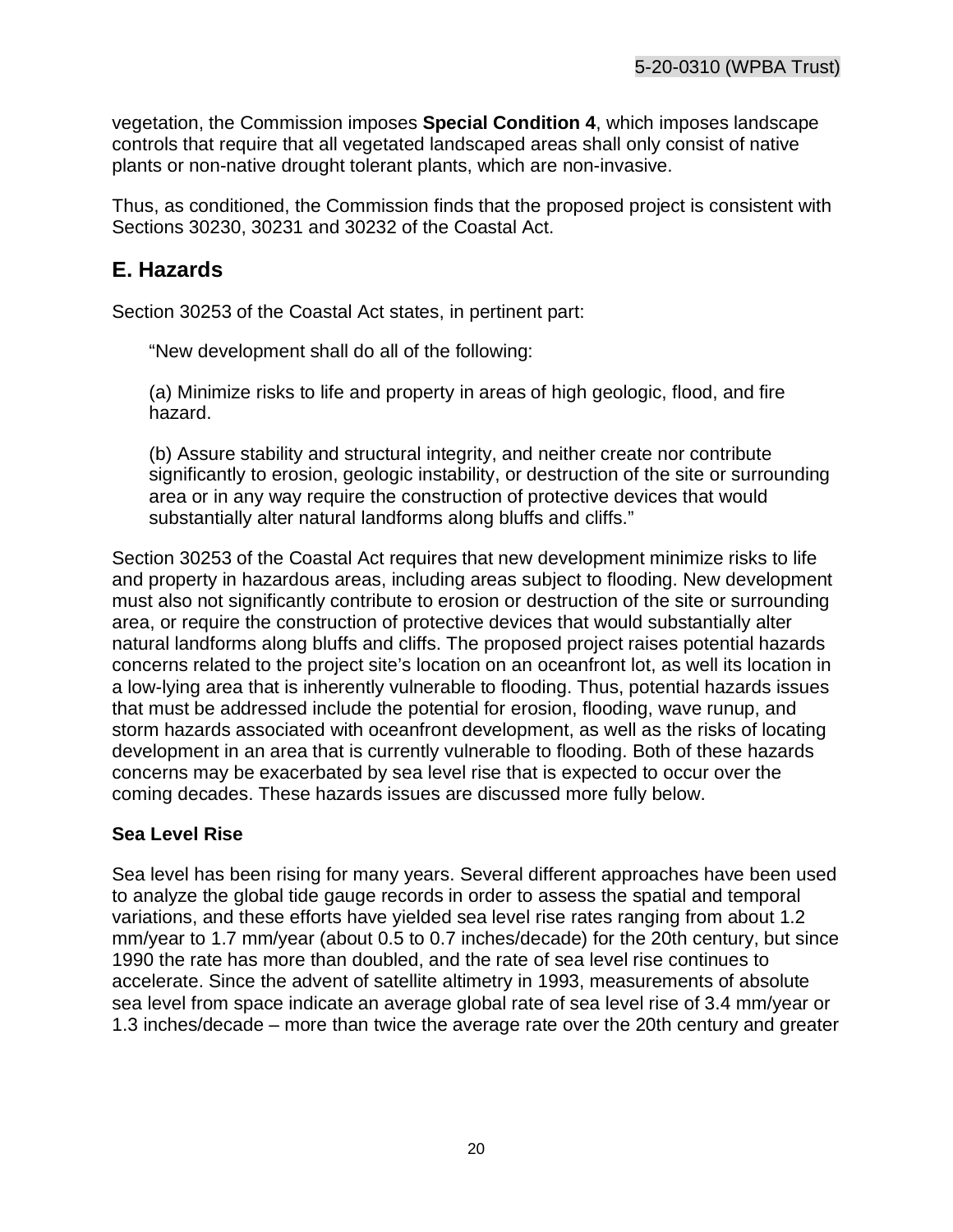vegetation, the Commission imposes **Special Condition 4**, which imposes landscape controls that require that all vegetated landscaped areas shall only consist of native plants or non-native drought tolerant plants, which are non-invasive.

Thus, as conditioned, the Commission finds that the proposed project is consistent with Sections 30230, 30231 and 30232 of the Coastal Act.

## E. Hazards

Section 30253 of the Coastal Act states, in pertinent part:

> "New development shall do all of the following:
>
> (a) Minimize risks to life and property in areas of high geologic, flood, and fire hazard.
>
> (b) Assure stability and structural integrity, and neither create nor contribute significantly to erosion, geologic instability, or destruction of the site or surrounding area or in any way require the construction of protective devices that would substantially alter natural landforms along bluffs and cliffs."

Section 30253 of the Coastal Act requires that new development minimize risks to life and property in hazardous areas, including areas subject to flooding. New development must also not significantly contribute to erosion or destruction of the site or surrounding area, or require the construction of protective devices that would substantially alter natural landforms along bluffs and cliffs. The proposed project raises potential hazards concerns related to the project site's location on an oceanfront lot, as well its location in a low-lying area that is inherently vulnerable to flooding. Thus, potential hazards issues that must be addressed include the potential for erosion, flooding, wave runup, and storm hazards associated with oceanfront development, as well as the risks of locating development in an area that is currently vulnerable to flooding. Both of these hazards concerns may be exacerbated by sea level rise that is expected to occur over the coming decades. These hazards issues are discussed more fully below.

### Sea Level Rise

Sea level has been rising for many years. Several different approaches have been used to analyze the global tide gauge records in order to assess the spatial and temporal variations, and these efforts have yielded sea level rise rates ranging from about 1.2 mm/year to 1.7 mm/year (about 0.5 to 0.7 inches/decade) for the 20th century, but since 1990 the rate has more than doubled, and the rate of sea level rise continues to accelerate. Since the advent of satellite altimetry in 1993, measurements of absolute sea level from space indicate an average global rate of sea level rise of 3.4 mm/year or 1.3 inches/decade – more than twice the average rate over the 20th century and greater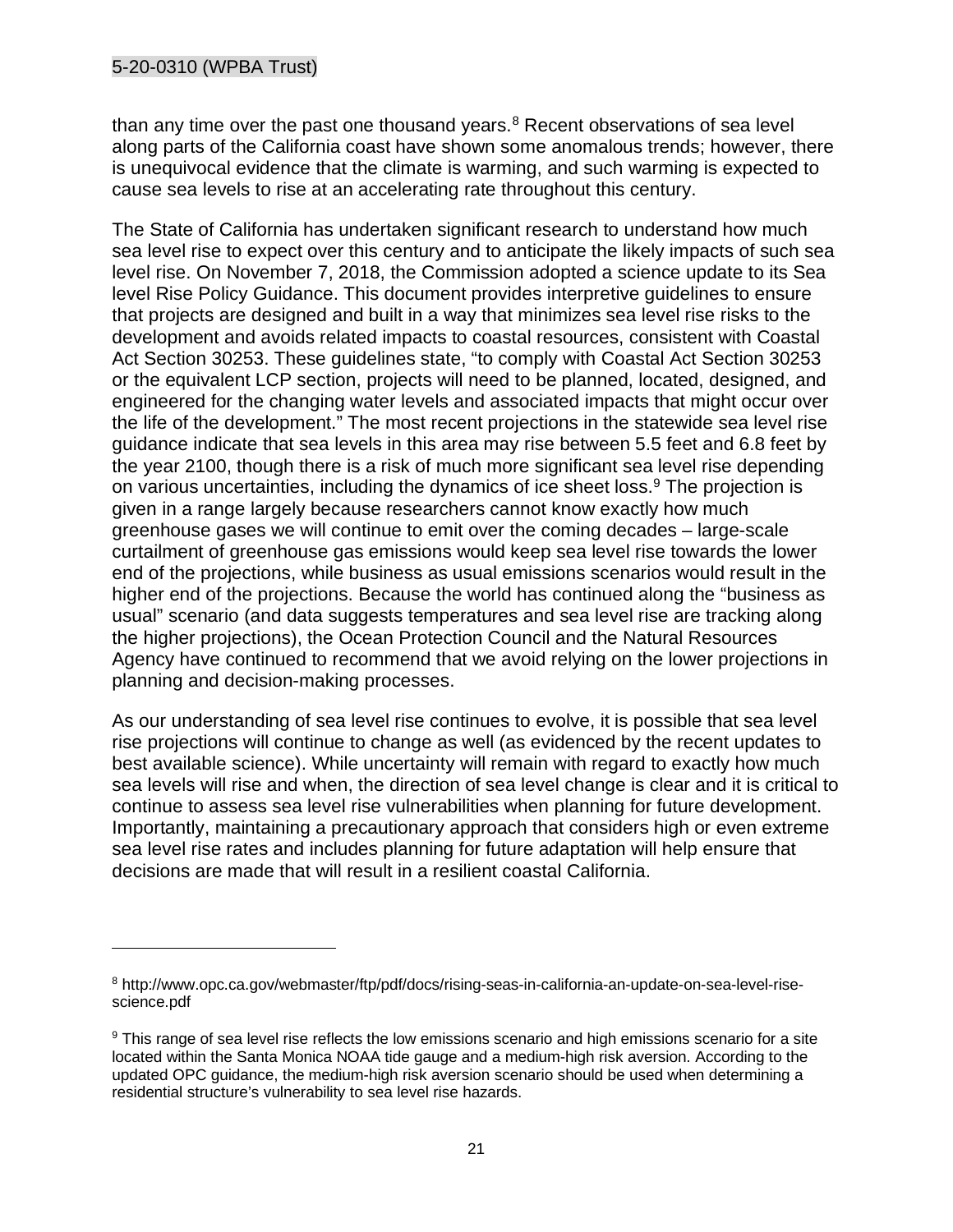than any time over the past one thousand years.[8] Recent observations of sea level along parts of the California coast have shown some anomalous trends; however, there is unequivocal evidence that the climate is warming, and such warming is expected to cause sea levels to rise at an accelerating rate throughout this century.

The State of California has undertaken significant research to understand how much sea level rise to expect over this century and to anticipate the likely impacts of such sea level rise. On November 7, 2018, the Commission adopted a science update to its Sea level Rise Policy Guidance. This document provides interpretive guidelines to ensure that projects are designed and built in a way that minimizes sea level rise risks to the development and avoids related impacts to coastal resources, consistent with Coastal Act Section 30253. These guidelines state, "to comply with Coastal Act Section 30253 or the equivalent LCP section, projects will need to be planned, located, designed, and engineered for the changing water levels and associated impacts that might occur over the life of the development." The most recent projections in the statewide sea level rise guidance indicate that sea levels in this area may rise between 5.5 feet and 6.8 feet by the year 2100, though there is a risk of much more significant sea level rise depending on various uncertainties, including the dynamics of ice sheet loss.[9] The projection is given in a range largely because researchers cannot know exactly how much greenhouse gases we will continue to emit over the coming decades – large-scale curtailment of greenhouse gas emissions would keep sea level rise towards the lower end of the projections, while business as usual emissions scenarios would result in the higher end of the projections. Because the world has continued along the "business as usual" scenario (and data suggests temperatures and sea level rise are tracking along the higher projections), the Ocean Protection Council and the Natural Resources Agency have continued to recommend that we avoid relying on the lower projections in planning and decision-making processes.

As our understanding of sea level rise continues to evolve, it is possible that sea level rise projections will continue to change as well (as evidenced by the recent updates to best available science). While uncertainty will remain with regard to exactly how much sea levels will rise and when, the direction of sea level change is clear and it is critical to continue to assess sea level rise vulnerabilities when planning for future development. Importantly, maintaining a precautionary approach that considers high or even extreme sea level rise rates and includes planning for future adaptation will help ensure that decisions are made that will result in a resilient coastal California.

---

[8] http://www.opc.ca.gov/webmaster/ftp/pdf/docs/rising-seas-in-california-an-update-on-sea-level-rise-science.pdf

[9] This range of sea level rise reflects the low emissions scenario and high emissions scenario for a site located within the Santa Monica NOAA tide gauge and a medium-high risk aversion. According to the updated OPC guidance, the medium-high risk aversion scenario should be used when determining a residential structure's vulnerability to sea level rise hazards.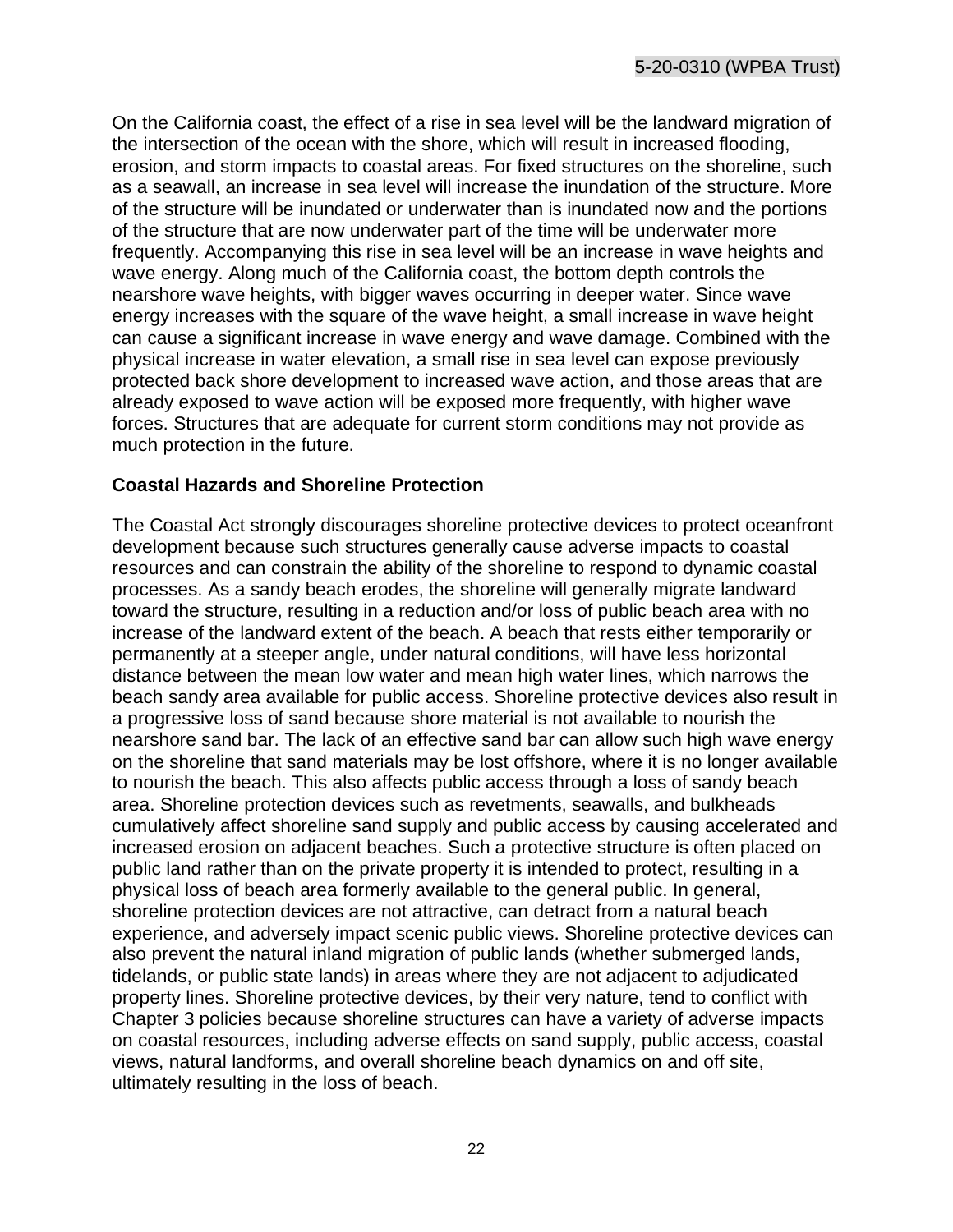On the California coast, the effect of a rise in sea level will be the landward migration of the intersection of the ocean with the shore, which will result in increased flooding, erosion, and storm impacts to coastal areas. For fixed structures on the shoreline, such as a seawall, an increase in sea level will increase the inundation of the structure. More of the structure will be inundated or underwater than is inundated now and the portions of the structure that are now underwater part of the time will be underwater more frequently. Accompanying this rise in sea level will be an increase in wave heights and wave energy. Along much of the California coast, the bottom depth controls the nearshore wave heights, with bigger waves occurring in deeper water. Since wave energy increases with the square of the wave height, a small increase in wave height can cause a significant increase in wave energy and wave damage. Combined with the physical increase in water elevation, a small rise in sea level can expose previously protected back shore development to increased wave action, and those areas that are already exposed to wave action will be exposed more frequently, with higher wave forces. Structures that are adequate for current storm conditions may not provide as much protection in the future.

**Coastal Hazards and Shoreline Protection**

The Coastal Act strongly discourages shoreline protective devices to protect oceanfront development because such structures generally cause adverse impacts to coastal resources and can constrain the ability of the shoreline to respond to dynamic coastal processes. As a sandy beach erodes, the shoreline will generally migrate landward toward the structure, resulting in a reduction and/or loss of public beach area with no increase of the landward extent of the beach. A beach that rests either temporarily or permanently at a steeper angle, under natural conditions, will have less horizontal distance between the mean low water and mean high water lines, which narrows the beach sandy area available for public access. Shoreline protective devices also result in a progressive loss of sand because shore material is not available to nourish the nearshore sand bar. The lack of an effective sand bar can allow such high wave energy on the shoreline that sand materials may be lost offshore, where it is no longer available to nourish the beach. This also affects public access through a loss of sandy beach area. Shoreline protection devices such as revetments, seawalls, and bulkheads cumulatively affect shoreline sand supply and public access by causing accelerated and increased erosion on adjacent beaches. Such a protective structure is often placed on public land rather than on the private property it is intended to protect, resulting in a physical loss of beach area formerly available to the general public. In general, shoreline protection devices are not attractive, can detract from a natural beach experience, and adversely impact scenic public views. Shoreline protective devices can also prevent the natural inland migration of public lands (whether submerged lands, tidelands, or public state lands) in areas where they are not adjacent to adjudicated property lines. Shoreline protective devices, by their very nature, tend to conflict with Chapter 3 policies because shoreline structures can have a variety of adverse impacts on coastal resources, including adverse effects on sand supply, public access, coastal views, natural landforms, and overall shoreline beach dynamics on and off site, ultimately resulting in the loss of beach.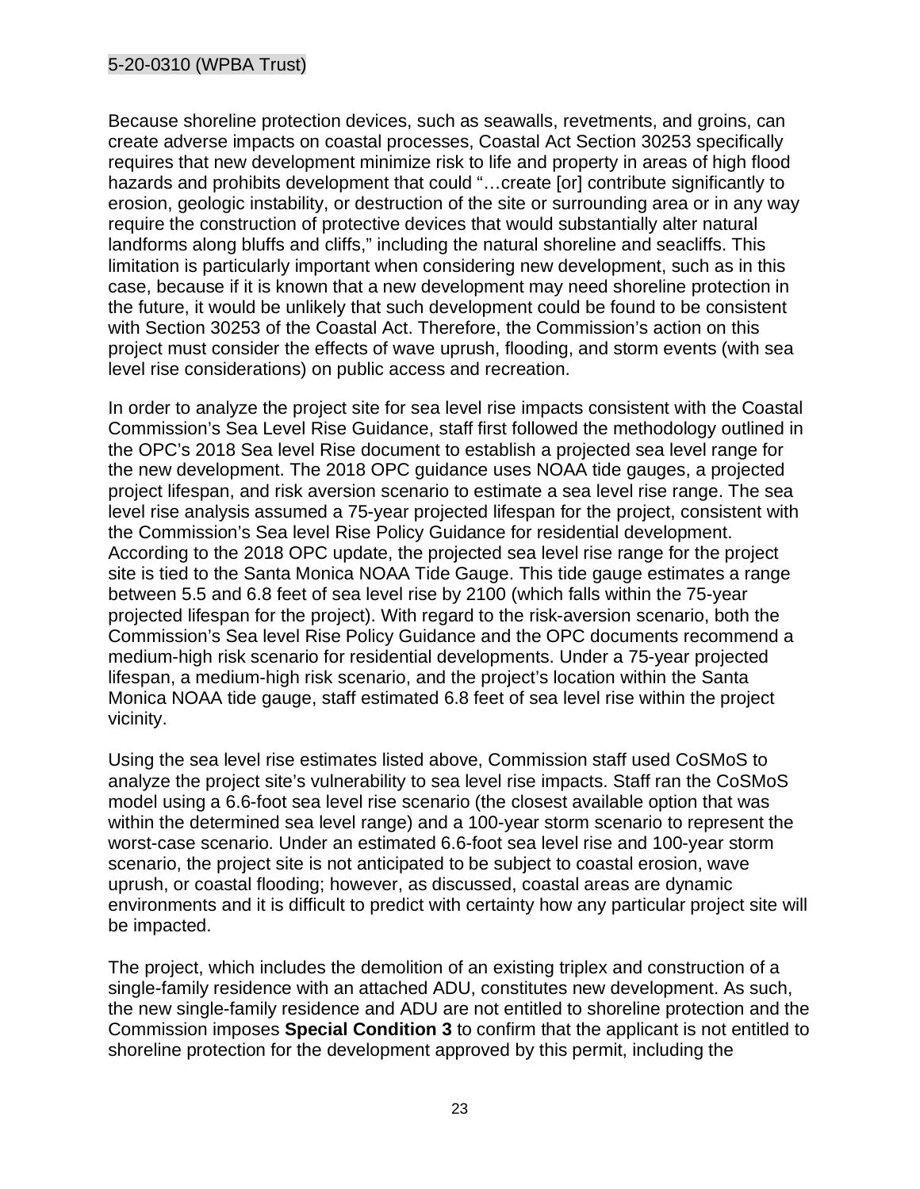Because shoreline protection devices, such as seawalls, revetments, and groins, can create adverse impacts on coastal processes, Coastal Act Section 30253 specifically requires that new development minimize risk to life and property in areas of high flood hazards and prohibits development that could "…create [or] contribute significantly to erosion, geologic instability, or destruction of the site or surrounding area or in any way require the construction of protective devices that would substantially alter natural landforms along bluffs and cliffs," including the natural shoreline and seacliffs. This limitation is particularly important when considering new development, such as in this case, because if it is known that a new development may need shoreline protection in the future, it would be unlikely that such development could be found to be consistent with Section 30253 of the Coastal Act. Therefore, the Commission's action on this project must consider the effects of wave uprush, flooding, and storm events (with sea level rise considerations) on public access and recreation.

In order to analyze the project site for sea level rise impacts consistent with the Coastal Commission's Sea Level Rise Guidance, staff first followed the methodology outlined in the OPC's 2018 Sea level Rise document to establish a projected sea level range for the new development. The 2018 OPC guidance uses NOAA tide gauges, a projected project lifespan, and risk aversion scenario to estimate a sea level rise range. The sea level rise analysis assumed a 75-year projected lifespan for the project, consistent with the Commission's Sea level Rise Policy Guidance for residential development. According to the 2018 OPC update, the projected sea level rise range for the project site is tied to the Santa Monica NOAA Tide Gauge. This tide gauge estimates a range between 5.5 and 6.8 feet of sea level rise by 2100 (which falls within the 75-year projected lifespan for the project). With regard to the risk-aversion scenario, both the Commission's Sea level Rise Policy Guidance and the OPC documents recommend a medium-high risk scenario for residential developments. Under a 75-year projected lifespan, a medium-high risk scenario, and the project's location within the Santa Monica NOAA tide gauge, staff estimated 6.8 feet of sea level rise within the project vicinity.

Using the sea level rise estimates listed above, Commission staff used CoSMoS to analyze the project site's vulnerability to sea level rise impacts. Staff ran the CoSMoS model using a 6.6-foot sea level rise scenario (the closest available option that was within the determined sea level range) and a 100-year storm scenario to represent the worst-case scenario. Under an estimated 6.6-foot sea level rise and 100-year storm scenario, the project site is not anticipated to be subject to coastal erosion, wave uprush, or coastal flooding; however, as discussed, coastal areas are dynamic environments and it is difficult to predict with certainty how any particular project site will be impacted.

The project, which includes the demolition of an existing triplex and construction of a single-family residence with an attached ADU, constitutes new development. As such, the new single-family residence and ADU are not entitled to shoreline protection and the Commission imposes **Special Condition 3** to confirm that the applicant is not entitled to shoreline protection for the development approved by this permit, including the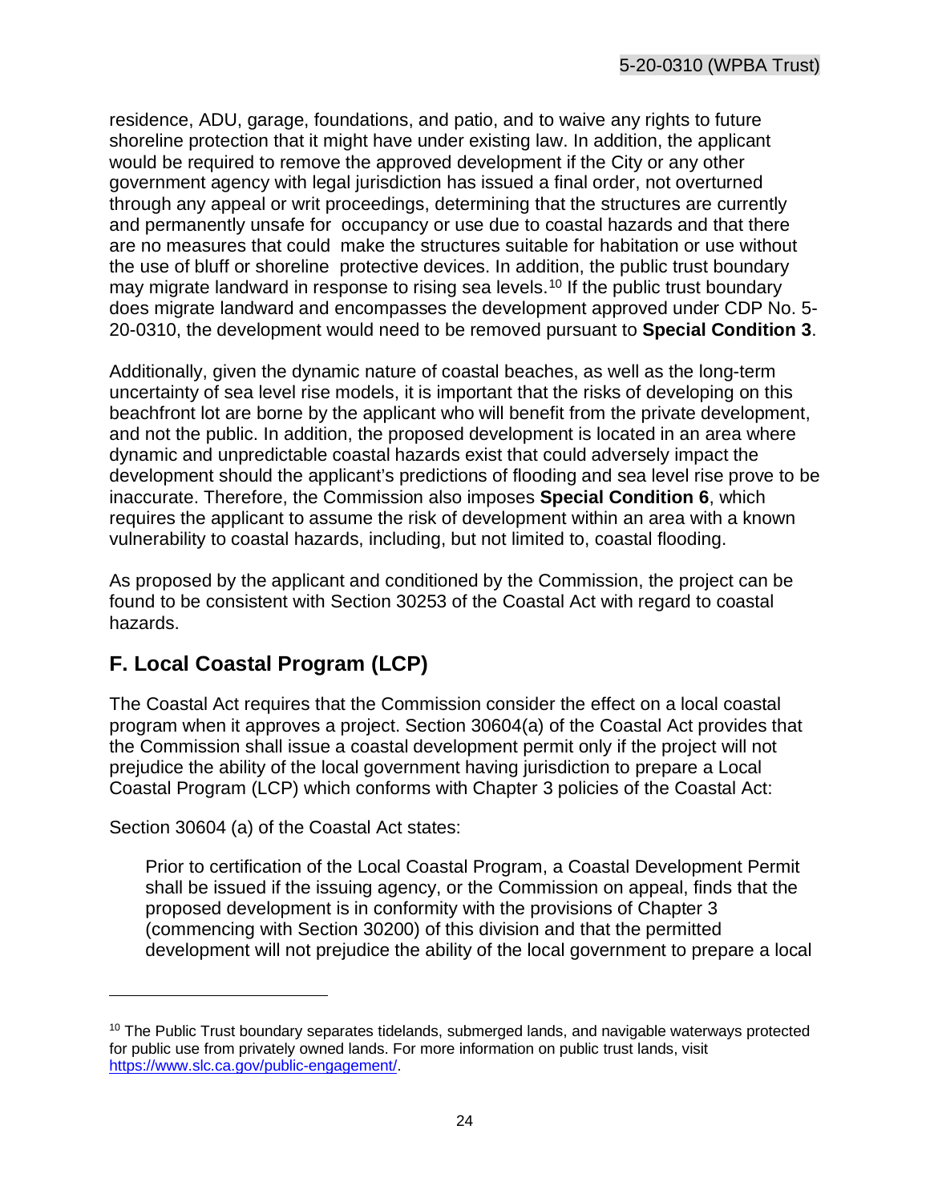residence, ADU, garage, foundations, and patio, and to waive any rights to future shoreline protection that it might have under existing law. In addition, the applicant would be required to remove the approved development if the City or any other government agency with legal jurisdiction has issued a final order, not overturned through any appeal or writ proceedings, determining that the structures are currently and permanently unsafe for occupancy or use due to coastal hazards and that there are no measures that could make the structures suitable for habitation or use without the use of bluff or shoreline protective devices. In addition, the public trust boundary may migrate landward in response to rising sea levels.[10] If the public trust boundary does migrate landward and encompasses the development approved under CDP No. 5-20-0310, the development would need to be removed pursuant to **Special Condition 3**.

Additionally, given the dynamic nature of coastal beaches, as well as the long-term uncertainty of sea level rise models, it is important that the risks of developing on this beachfront lot are borne by the applicant who will benefit from the private development, and not the public. In addition, the proposed development is located in an area where dynamic and unpredictable coastal hazards exist that could adversely impact the development should the applicant's predictions of flooding and sea level rise prove to be inaccurate. Therefore, the Commission also imposes **Special Condition 6**, which requires the applicant to assume the risk of development within an area with a known vulnerability to coastal hazards, including, but not limited to, coastal flooding.

As proposed by the applicant and conditioned by the Commission, the project can be found to be consistent with Section 30253 of the Coastal Act with regard to coastal hazards.

## F. Local Coastal Program (LCP)

The Coastal Act requires that the Commission consider the effect on a local coastal program when it approves a project. Section 30604(a) of the Coastal Act provides that the Commission shall issue a coastal development permit only if the project will not prejudice the ability of the local government having jurisdiction to prepare a Local Coastal Program (LCP) which conforms with Chapter 3 policies of the Coastal Act:

Section 30604 (a) of the Coastal Act states:

> Prior to certification of the Local Coastal Program, a Coastal Development Permit shall be issued if the issuing agency, or the Commission on appeal, finds that the proposed development is in conformity with the provisions of Chapter 3 (commencing with Section 30200) of this division and that the permitted development will not prejudice the ability of the local government to prepare a local

---

[10] The Public Trust boundary separates tidelands, submerged lands, and navigable waterways protected for public use from privately owned lands. For more information on public trust lands, visit https://www.slc.ca.gov/public-engagement/.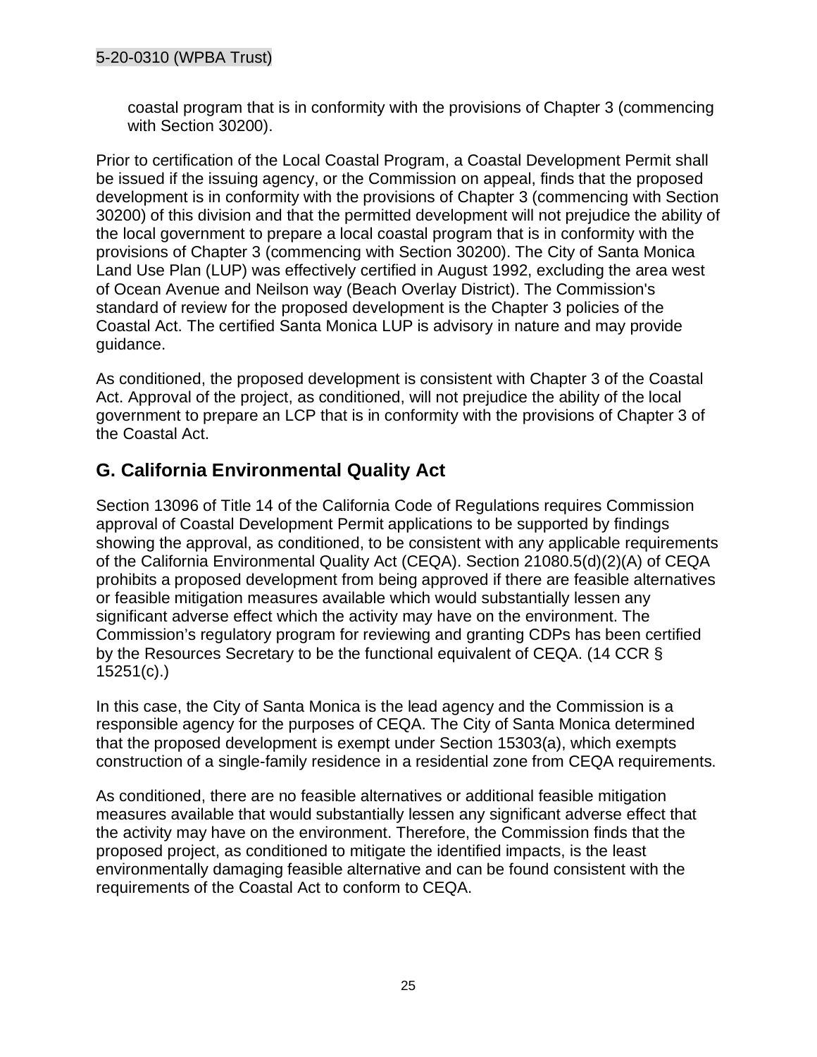coastal program that is in conformity with the provisions of Chapter 3 (commencing with Section 30200).

Prior to certification of the Local Coastal Program, a Coastal Development Permit shall be issued if the issuing agency, or the Commission on appeal, finds that the proposed development is in conformity with the provisions of Chapter 3 (commencing with Section 30200) of this division and that the permitted development will not prejudice the ability of the local government to prepare a local coastal program that is in conformity with the provisions of Chapter 3 (commencing with Section 30200). The City of Santa Monica Land Use Plan (LUP) was effectively certified in August 1992, excluding the area west of Ocean Avenue and Neilson way (Beach Overlay District). The Commission's standard of review for the proposed development is the Chapter 3 policies of the Coastal Act. The certified Santa Monica LUP is advisory in nature and may provide guidance.

As conditioned, the proposed development is consistent with Chapter 3 of the Coastal Act. Approval of the project, as conditioned, will not prejudice the ability of the local government to prepare an LCP that is in conformity with the provisions of Chapter 3 of the Coastal Act.

## G. California Environmental Quality Act

Section 13096 of Title 14 of the California Code of Regulations requires Commission approval of Coastal Development Permit applications to be supported by findings showing the approval, as conditioned, to be consistent with any applicable requirements of the California Environmental Quality Act (CEQA). Section 21080.5(d)(2)(A) of CEQA prohibits a proposed development from being approved if there are feasible alternatives or feasible mitigation measures available which would substantially lessen any significant adverse effect which the activity may have on the environment. The Commission's regulatory program for reviewing and granting CDPs has been certified by the Resources Secretary to be the functional equivalent of CEQA. (14 CCR § 15251(c).)

In this case, the City of Santa Monica is the lead agency and the Commission is a responsible agency for the purposes of CEQA. The City of Santa Monica determined that the proposed development is exempt under Section 15303(a), which exempts construction of a single-family residence in a residential zone from CEQA requirements.

As conditioned, there are no feasible alternatives or additional feasible mitigation measures available that would substantially lessen any significant adverse effect that the activity may have on the environment. Therefore, the Commission finds that the proposed project, as conditioned to mitigate the identified impacts, is the least environmentally damaging feasible alternative and can be found consistent with the requirements of the Coastal Act to conform to CEQA.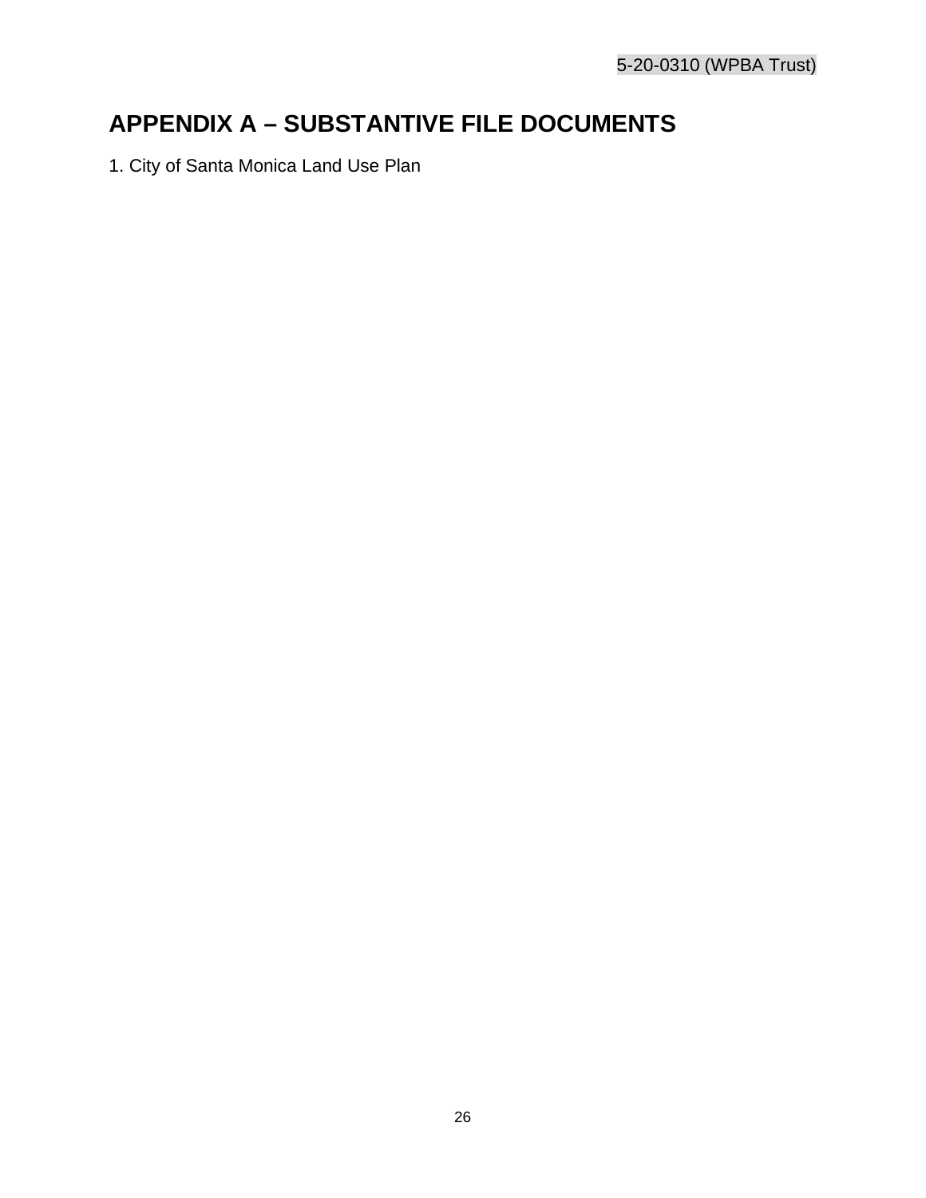# APPENDIX A – SUBSTANTIVE FILE DOCUMENTS

1. City of Santa Monica Land Use Plan